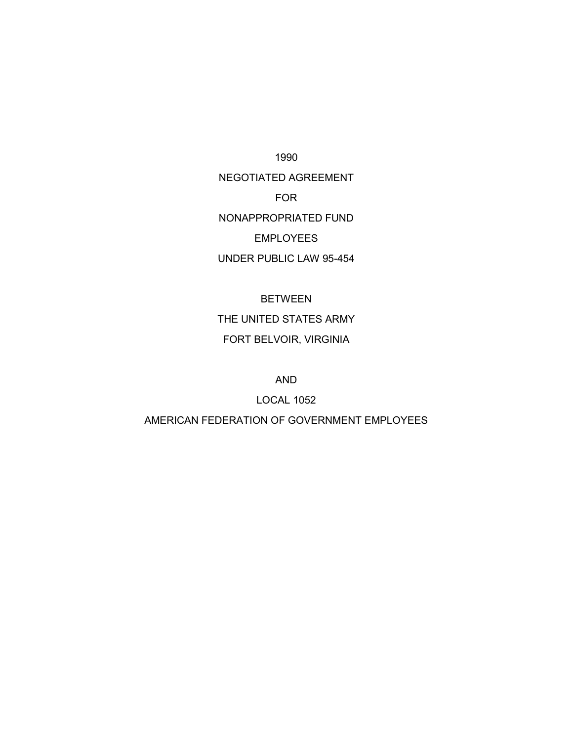1990

NEGOTIATED AGREEMENT

FOR

NONAPPROPRIATED FUND

EMPLOYEES

UNDER PUBLIC LAW 95-454

BETWEEN

THE UNITED STATES ARMY

FORT BELVOIR, VIRGINIA

AND

LOCAL 1052

AMERICAN FEDERATION OF GOVERNMENT EMPLOYEES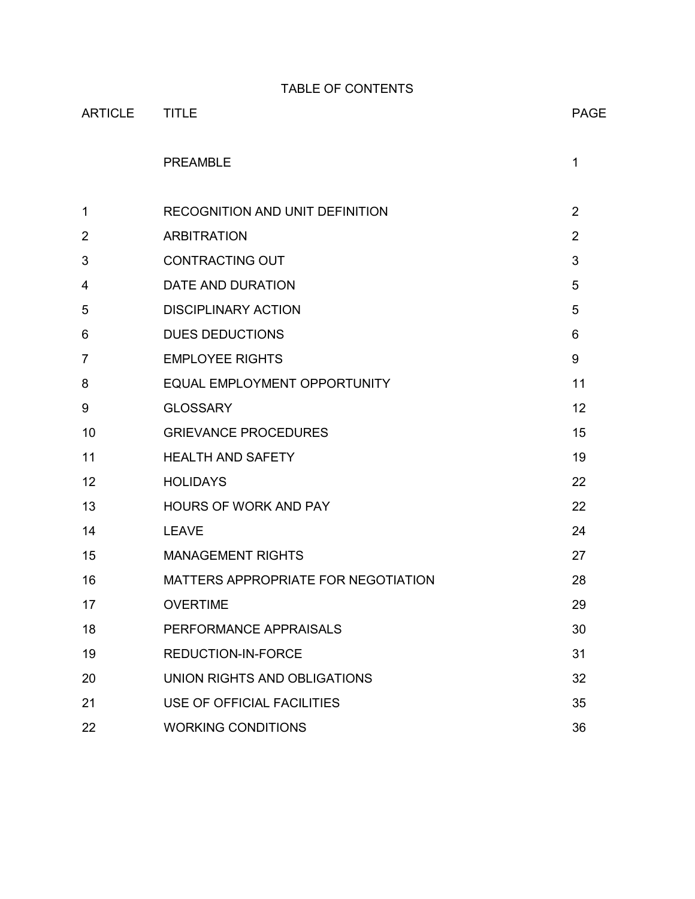# TABLE OF CONTENTS

| ARTICLE | TITLE | PAGE |
|---|---|---|
| | PREAMBLE | 1 |
| 1 | RECOGNITION AND UNIT DEFINITION | 2 |
| 2 | ARBITRATION | 2 |
| 3 | CONTRACTING OUT | 3 |
| 4 | DATE AND DURATION | 5 |
| 5 | DISCIPLINARY ACTION | 5 |
| 6 | DUES DEDUCTIONS | 6 |
| 7 | EMPLOYEE RIGHTS | 9 |
| 8 | EQUAL EMPLOYMENT OPPORTUNITY | 11 |
| 9 | GLOSSARY | 12 |
| 10 | GRIEVANCE PROCEDURES | 15 |
| 11 | HEALTH AND SAFETY | 19 |
| 12 | HOLIDAYS | 22 |
| 13 | HOURS OF WORK AND PAY | 22 |
| 14 | LEAVE | 24 |
| 15 | MANAGEMENT RIGHTS | 27 |
| 16 | MATTERS APPROPRIATE FOR NEGOTIATION | 28 |
| 17 | OVERTIME | 29 |
| 18 | PERFORMANCE APPRAISALS | 30 |
| 19 | REDUCTION-IN-FORCE | 31 |
| 20 | UNION RIGHTS AND OBLIGATIONS | 32 |
| 21 | USE OF OFFICIAL FACILITIES | 35 |
| 22 | WORKING CONDITIONS | 36 |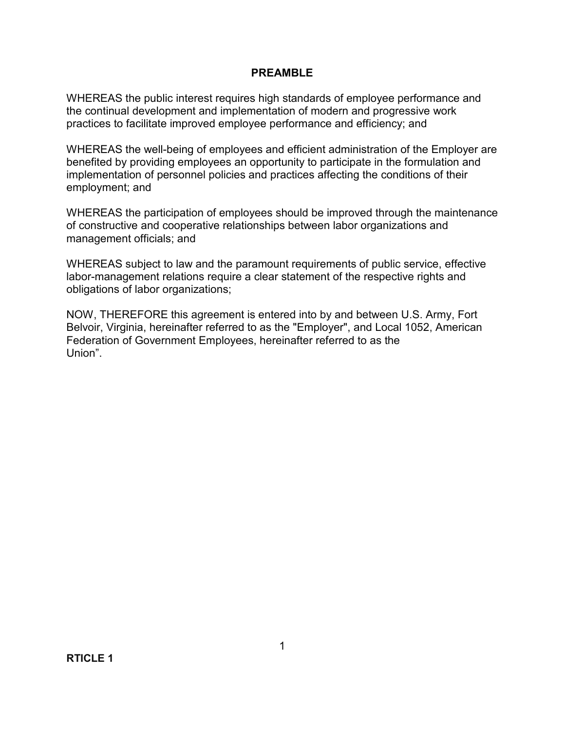## PREAMBLE

WHEREAS the public interest requires high standards of employee performance and the continual development and implementation of modern and progressive work practices to facilitate improved employee performance and efficiency; and

WHEREAS the well-being of employees and efficient administration of the Employer are benefited by providing employees an opportunity to participate in the formulation and implementation of personnel policies and practices affecting the conditions of their employment; and

WHEREAS the participation of employees should be improved through the maintenance of constructive and cooperative relationships between labor organizations and management officials; and

WHEREAS subject to law and the paramount requirements of public service, effective labor-management relations require a clear statement of the respective rights and obligations of labor organizations;

NOW, THEREFORE this agreement is entered into by and between U.S. Army, Fort Belvoir, Virginia, hereinafter referred to as the "Employer", and Local 1052, American Federation of Government Employees, hereinafter referred to as the Union".

**RTICLE 1**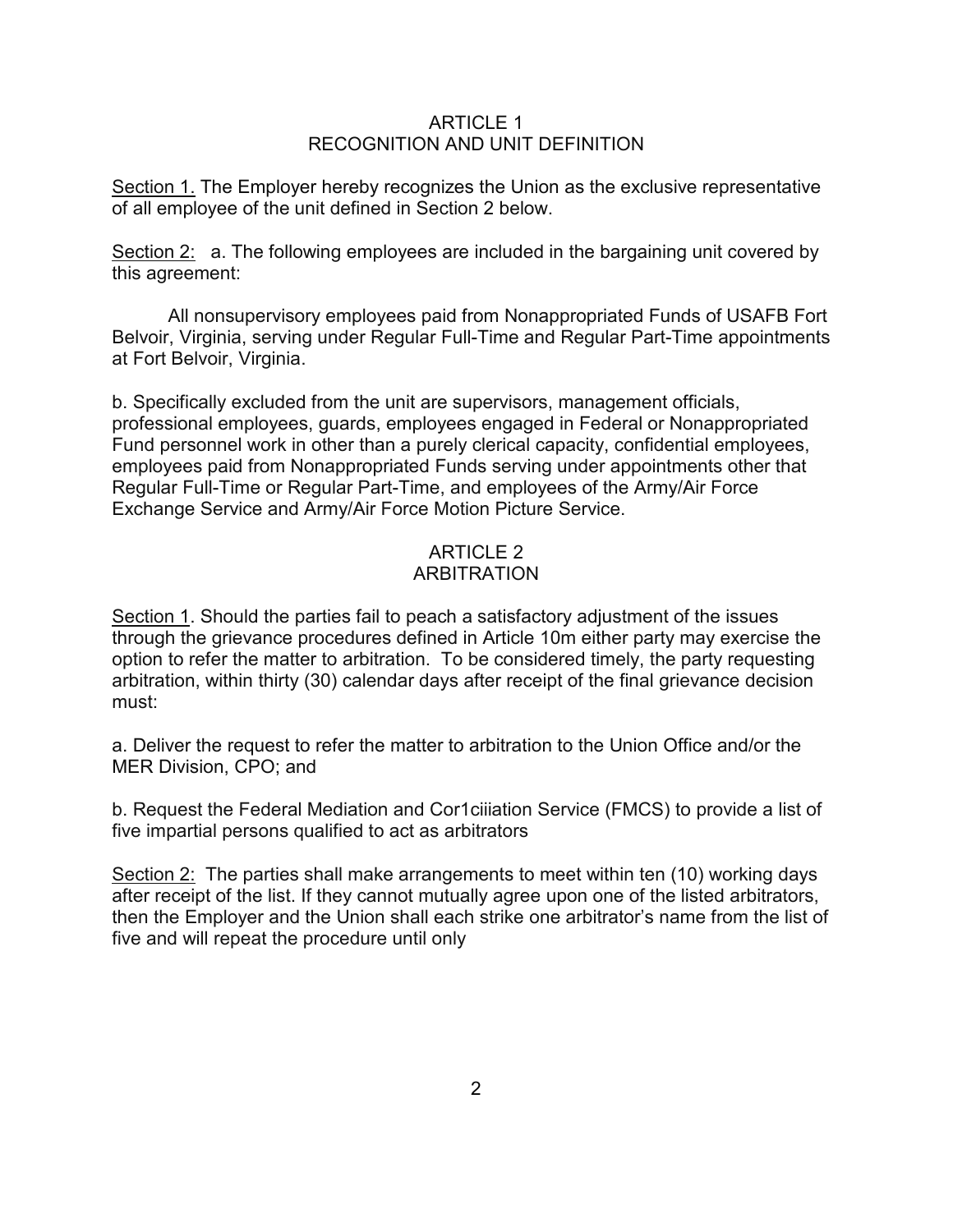# ARTICLE 1
# RECOGNITION AND UNIT DEFINITION

Section 1. The Employer hereby recognizes the Union as the exclusive representative of all employee of the unit defined in Section 2 below.

Section 2: a. The following employees are included in the bargaining unit covered by this agreement:

All nonsupervisory employees paid from Nonappropriated Funds of USAFB Fort Belvoir, Virginia, serving under Regular Full-Time and Regular Part-Time appointments at Fort Belvoir, Virginia.

b. Specifically excluded from the unit are supervisors, management officials, professional employees, guards, employees engaged in Federal or Nonappropriated Fund personnel work in other than a purely clerical capacity, confidential employees, employees paid from Nonappropriated Funds serving under appointments other that Regular Full-Time or Regular Part-Time, and employees of the Army/Air Force Exchange Service and Army/Air Force Motion Picture Service.

# ARTICLE 2
# ARBITRATION

Section 1. Should the parties fail to peach a satisfactory adjustment of the issues through the grievance procedures defined in Article 10m either party may exercise the option to refer the matter to arbitration. To be considered timely, the party requesting arbitration, within thirty (30) calendar days after receipt of the final grievance decision must:

a. Deliver the request to refer the matter to arbitration to the Union Office and/or the MER Division, CPO; and

b. Request the Federal Mediation and Cor1ciiiation Service (FMCS) to provide a list of five impartial persons qualified to act as arbitrators

Section 2: The parties shall make arrangements to meet within ten (10) working days after receipt of the list. If they cannot mutually agree upon one of the listed arbitrators, then the Employer and the Union shall each strike one arbitrator's name from the list of five and will repeat the procedure until only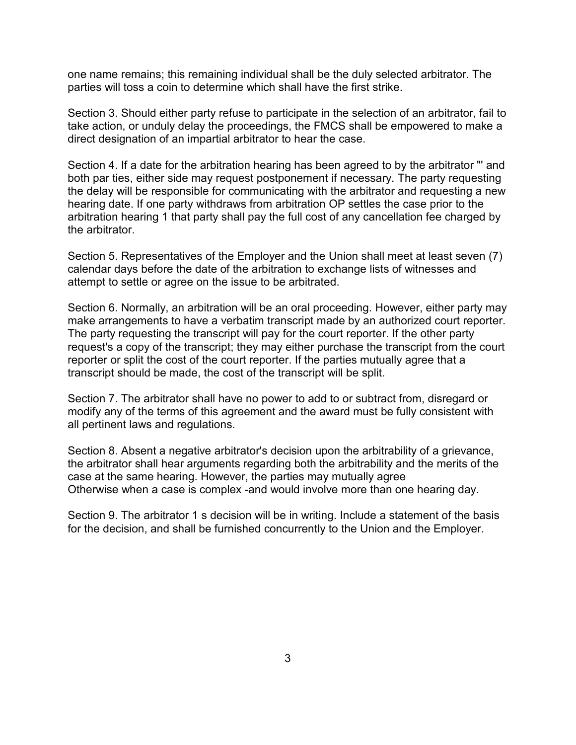one name remains; this remaining individual shall be the duly selected arbitrator. The parties will toss a coin to determine which shall have the first strike.

Section 3. Should either party refuse to participate in the selection of an arbitrator, fail to take action, or unduly delay the proceedings, the FMCS shall be empowered to make a direct designation of an impartial arbitrator to hear the case.

Section 4. If a date for the arbitration hearing has been agreed to by the arbitrator "' and both par ties, either side may request postponement if necessary. The party requesting the delay will be responsible for communicating with the arbitrator and requesting a new hearing date. If one party withdraws from arbitration OP settles the case prior to the arbitration hearing 1 that party shall pay the full cost of any cancellation fee charged by the arbitrator.

Section 5. Representatives of the Employer and the Union shall meet at least seven (7) calendar days before the date of the arbitration to exchange lists of witnesses and attempt to settle or agree on the issue to be arbitrated.

Section 6. Normally, an arbitration will be an oral proceeding. However, either party may make arrangements to have a verbatim transcript made by an authorized court reporter. The party requesting the transcript will pay for the court reporter. If the other party request's a copy of the transcript; they may either purchase the transcript from the court reporter or split the cost of the court reporter. If the parties mutually agree that a transcript should be made, the cost of the transcript will be split.

Section 7. The arbitrator shall have no power to add to or subtract from, disregard or modify any of the terms of this agreement and the award must be fully consistent with all pertinent laws and regulations.

Section 8. Absent a negative arbitrator's decision upon the arbitrability of a grievance, the arbitrator shall hear arguments regarding both the arbitrability and the merits of the case at the same hearing. However, the parties may mutually agree
Otherwise when a case is complex -and would involve more than one hearing day.

Section 9. The arbitrator 1 s decision will be in writing. Include a statement of the basis for the decision, and shall be furnished concurrently to the Union and the Employer.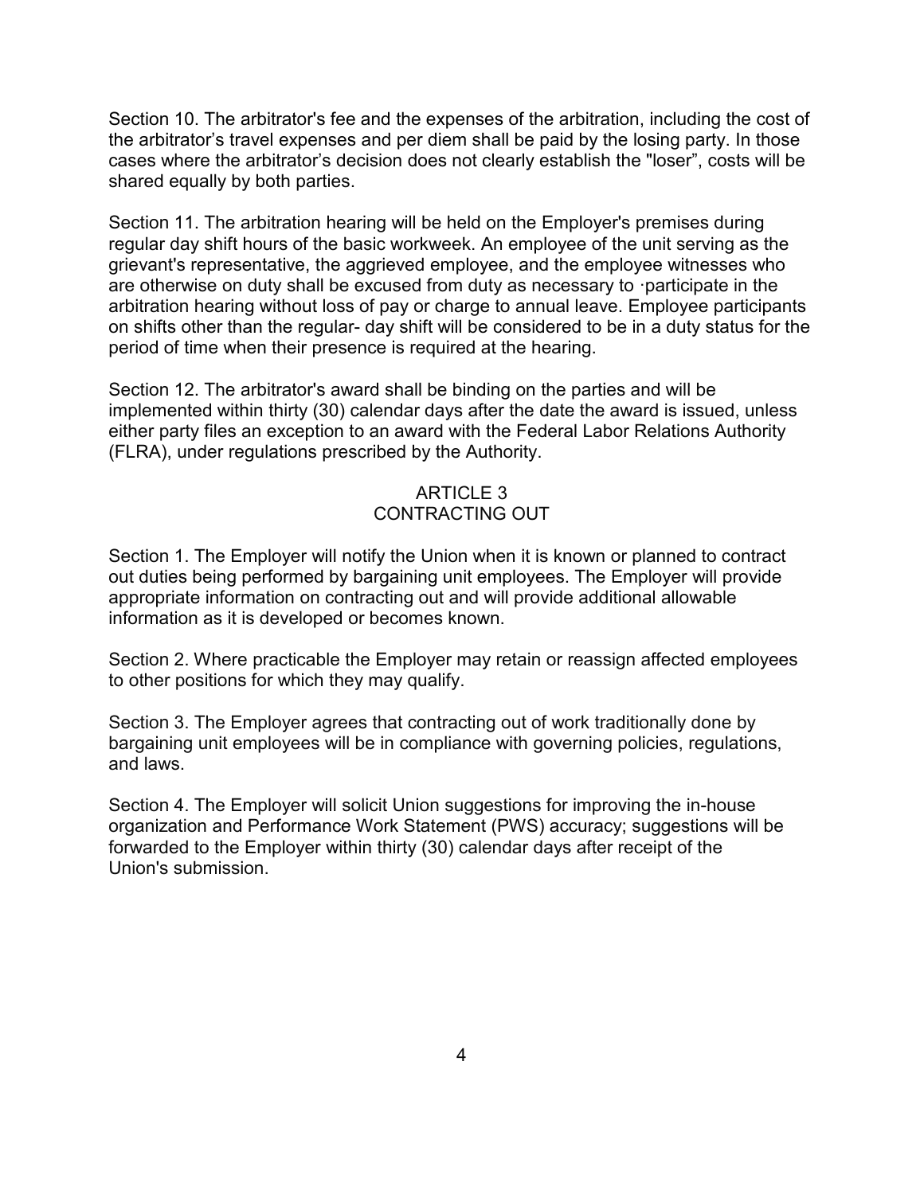Section 10. The arbitrator's fee and the expenses of the arbitration, including the cost of the arbitrator's travel expenses and per diem shall be paid by the losing party. In those cases where the arbitrator's decision does not clearly establish the "loser", costs will be shared equally by both parties.

Section 11. The arbitration hearing will be held on the Employer's premises during regular day shift hours of the basic workweek. An employee of the unit serving as the grievant's representative, the aggrieved employee, and the employee witnesses who are otherwise on duty shall be excused from duty as necessary to ·participate in the arbitration hearing without loss of pay or charge to annual leave. Employee participants on shifts other than the regular- day shift will be considered to be in a duty status for the period of time when their presence is required at the hearing.

Section 12. The arbitrator's award shall be binding on the parties and will be implemented within thirty (30) calendar days after the date the award is issued, unless either party files an exception to an award with the Federal Labor Relations Authority (FLRA), under regulations prescribed by the Authority.

## ARTICLE 3
## CONTRACTING OUT

Section 1. The Employer will notify the Union when it is known or planned to contract out duties being performed by bargaining unit employees. The Employer will provide appropriate information on contracting out and will provide additional allowable information as it is developed or becomes known.

Section 2. Where practicable the Employer may retain or reassign affected employees to other positions for which they may qualify.

Section 3. The Employer agrees that contracting out of work traditionally done by bargaining unit employees will be in compliance with governing policies, regulations, and laws.

Section 4. The Employer will solicit Union suggestions for improving the in-house organization and Performance Work Statement (PWS) accuracy; suggestions will be forwarded to the Employer within thirty (30) calendar days after receipt of the Union's submission.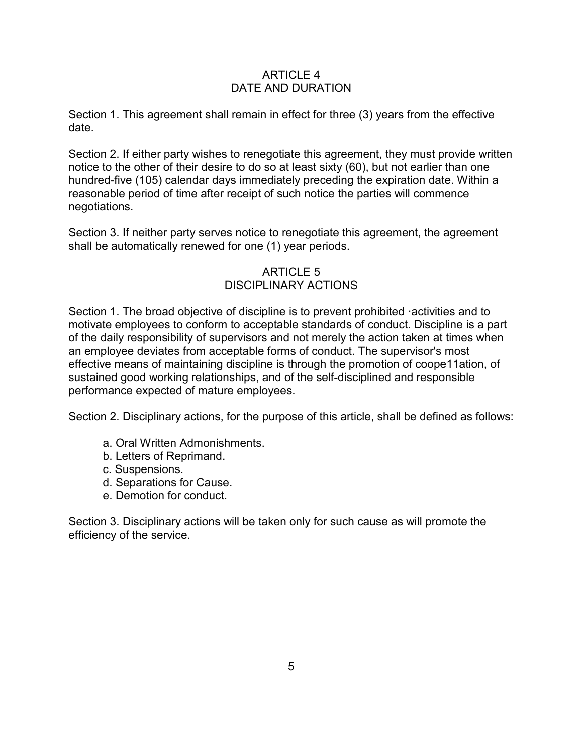## ARTICLE 4
## DATE AND DURATION

Section 1. This agreement shall remain in effect for three (3) years from the effective date.

Section 2. If either party wishes to renegotiate this agreement, they must provide written notice to the other of their desire to do so at least sixty (60), but not earlier than one hundred-five (105) calendar days immediately preceding the expiration date. Within a reasonable period of time after receipt of such notice the parties will commence negotiations.

Section 3. If neither party serves notice to renegotiate this agreement, the agreement shall be automatically renewed for one (1) year periods.

## ARTICLE 5
## DISCIPLINARY ACTIONS

Section 1. The broad objective of discipline is to prevent prohibited ·activities and to motivate employees to conform to acceptable standards of conduct. Discipline is a part of the daily responsibility of supervisors and not merely the action taken at times when an employee deviates from acceptable forms of conduct. The supervisor's most effective means of maintaining discipline is through the promotion of coope11ation, of sustained good working relationships, and of the self-disciplined and responsible performance expected of mature employees.

Section 2. Disciplinary actions, for the purpose of this article, shall be defined as follows:

a. Oral Written Admonishments.
b. Letters of Reprimand.
c. Suspensions.
d. Separations for Cause.
e. Demotion for conduct.

Section 3. Disciplinary actions will be taken only for such cause as will promote the efficiency of the service.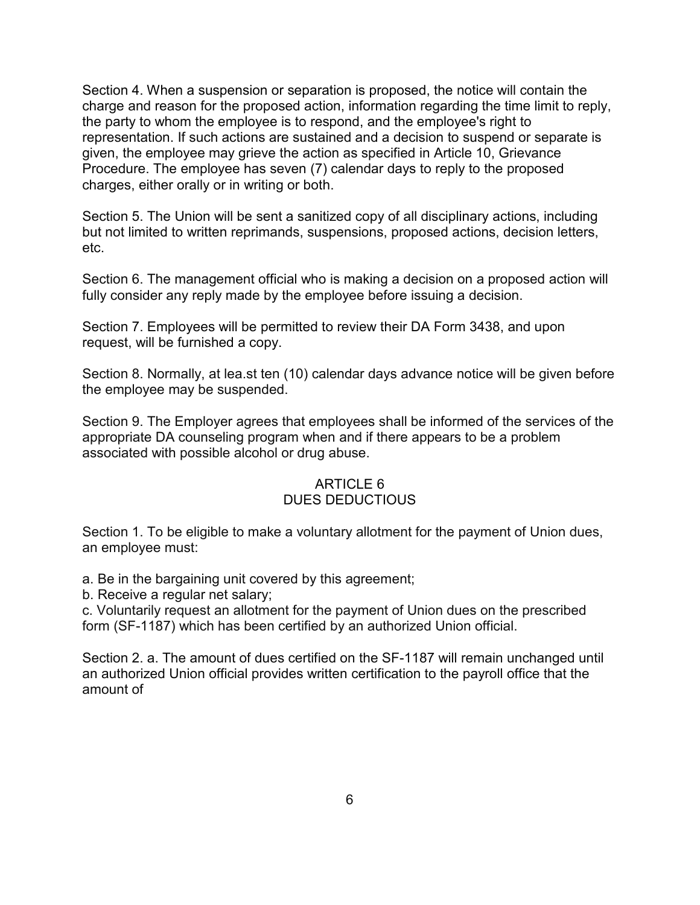Section 4. When a suspension or separation is proposed, the notice will contain the charge and reason for the proposed action, information regarding the time limit to reply, the party to whom the employee is to respond, and the employee's right to representation. If such actions are sustained and a decision to suspend or separate is given, the employee may grieve the action as specified in Article 10, Grievance Procedure. The employee has seven (7) calendar days to reply to the proposed charges, either orally or in writing or both.

Section 5. The Union will be sent a sanitized copy of all disciplinary actions, including but not limited to written reprimands, suspensions, proposed actions, decision letters, etc.

Section 6. The management official who is making a decision on a proposed action will fully consider any reply made by the employee before issuing a decision.

Section 7. Employees will be permitted to review their DA Form 3438, and upon request, will be furnished a copy.

Section 8. Normally, at lea.st ten (10) calendar days advance notice will be given before the employee may be suspended.

Section 9. The Employer agrees that employees shall be informed of the services of the appropriate DA counseling program when and if there appears to be a problem associated with possible alcohol or drug abuse.

## ARTICLE 6
## DUES DEDUCTIOUS

Section 1. To be eligible to make a voluntary allotment for the payment of Union dues, an employee must:

a. Be in the bargaining unit covered by this agreement;
b. Receive a regular net salary;
c. Voluntarily request an allotment for the payment of Union dues on the prescribed form (SF-1187) which has been certified by an authorized Union official.

Section 2. a. The amount of dues certified on the SF-1187 will remain unchanged until an authorized Union official provides written certification to the payroll office that the amount of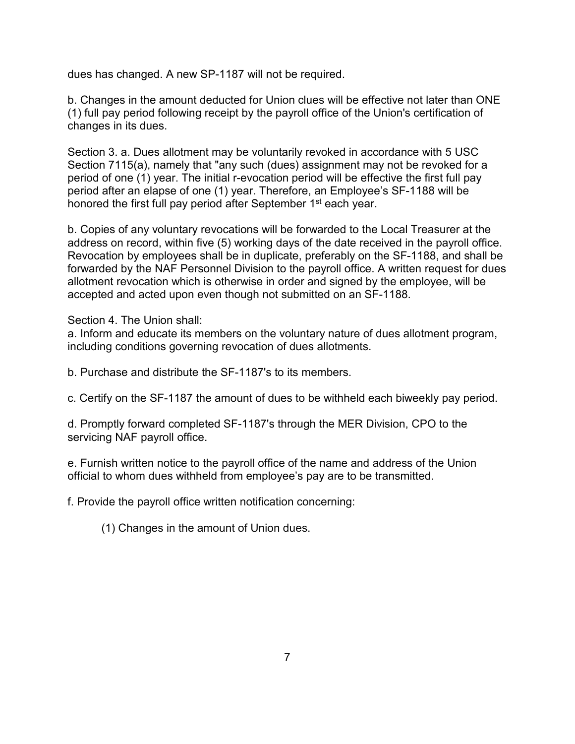dues has changed. A new SP-1187 will not be required.

b. Changes in the amount deducted for Union clues will be effective not later than ONE (1) full pay period following receipt by the payroll office of the Union's certification of changes in its dues.

Section 3. a. Dues allotment may be voluntarily revoked in accordance with 5 USC Section 7115(a), namely that "any such (dues) assignment may not be revoked for a period of one (1) year. The initial r-evocation period will be effective the first full pay period after an elapse of one (1) year. Therefore, an Employee's SF-1188 will be honored the first full pay period after September 1st each year.

b. Copies of any voluntary revocations will be forwarded to the Local Treasurer at the address on record, within five (5) working days of the date received in the payroll office. Revocation by employees shall be in duplicate, preferably on the SF-1188, and shall be forwarded by the NAF Personnel Division to the payroll office. A written request for dues allotment revocation which is otherwise in order and signed by the employee, will be accepted and acted upon even though not submitted on an SF-1188.

Section 4. The Union shall:

a. Inform and educate its members on the voluntary nature of dues allotment program, including conditions governing revocation of dues allotments.

b. Purchase and distribute the SF-1187's to its members.

c. Certify on the SF-1187 the amount of dues to be withheld each biweekly pay period.

d. Promptly forward completed SF-1187's through the MER Division, CPO to the servicing NAF payroll office.

e. Furnish written notice to the payroll office of the name and address of the Union official to whom dues withheld from employee's pay are to be transmitted.

f. Provide the payroll office written notification concerning:

(1) Changes in the amount of Union dues.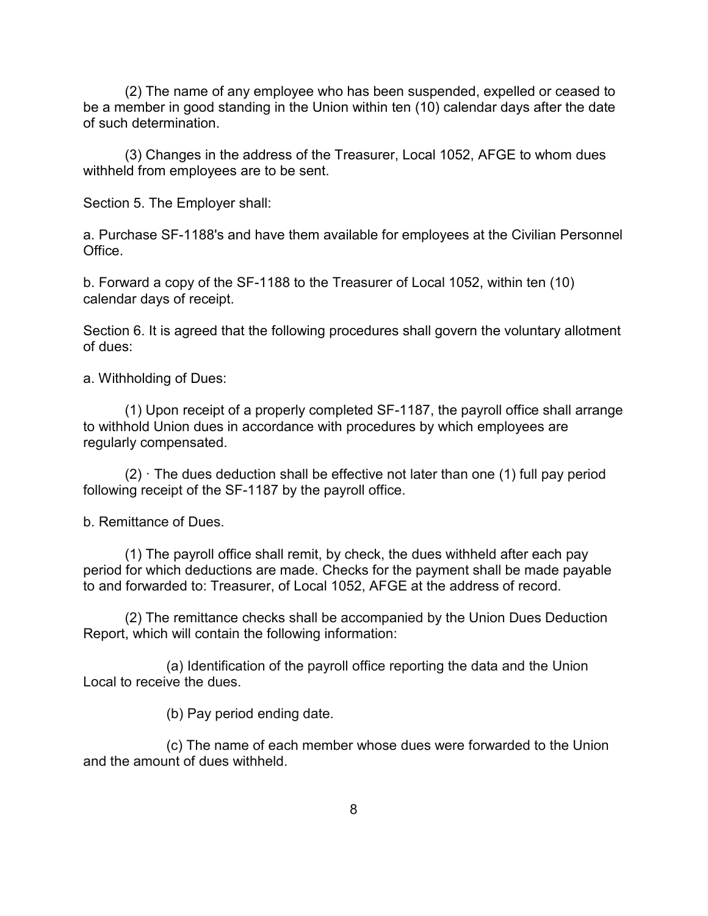(2) The name of any employee who has been suspended, expelled or ceased to be a member in good standing in the Union within ten (10) calendar days after the date of such determination.

(3) Changes in the address of the Treasurer, Local 1052, AFGE to whom dues withheld from employees are to be sent.

Section 5. The Employer shall:

a. Purchase SF-1188's and have them available for employees at the Civilian Personnel Office.

b. Forward a copy of the SF-1188 to the Treasurer of Local 1052, within ten (10) calendar days of receipt.

Section 6. It is agreed that the following procedures shall govern the voluntary allotment of dues:

a. Withholding of Dues:

(1) Upon receipt of a properly completed SF-1187, the payroll office shall arrange to withhold Union dues in accordance with procedures by which employees are regularly compensated.

(2) · The dues deduction shall be effective not later than one (1) full pay period following receipt of the SF-1187 by the payroll office.

b. Remittance of Dues.

(1) The payroll office shall remit, by check, the dues withheld after each pay period for which deductions are made. Checks for the payment shall be made payable to and forwarded to: Treasurer, of Local 1052, AFGE at the address of record.

(2) The remittance checks shall be accompanied by the Union Dues Deduction Report, which will contain the following information:

(a) Identification of the payroll office reporting the data and the Union Local to receive the dues.

(b) Pay period ending date.

(c) The name of each member whose dues were forwarded to the Union and the amount of dues withheld.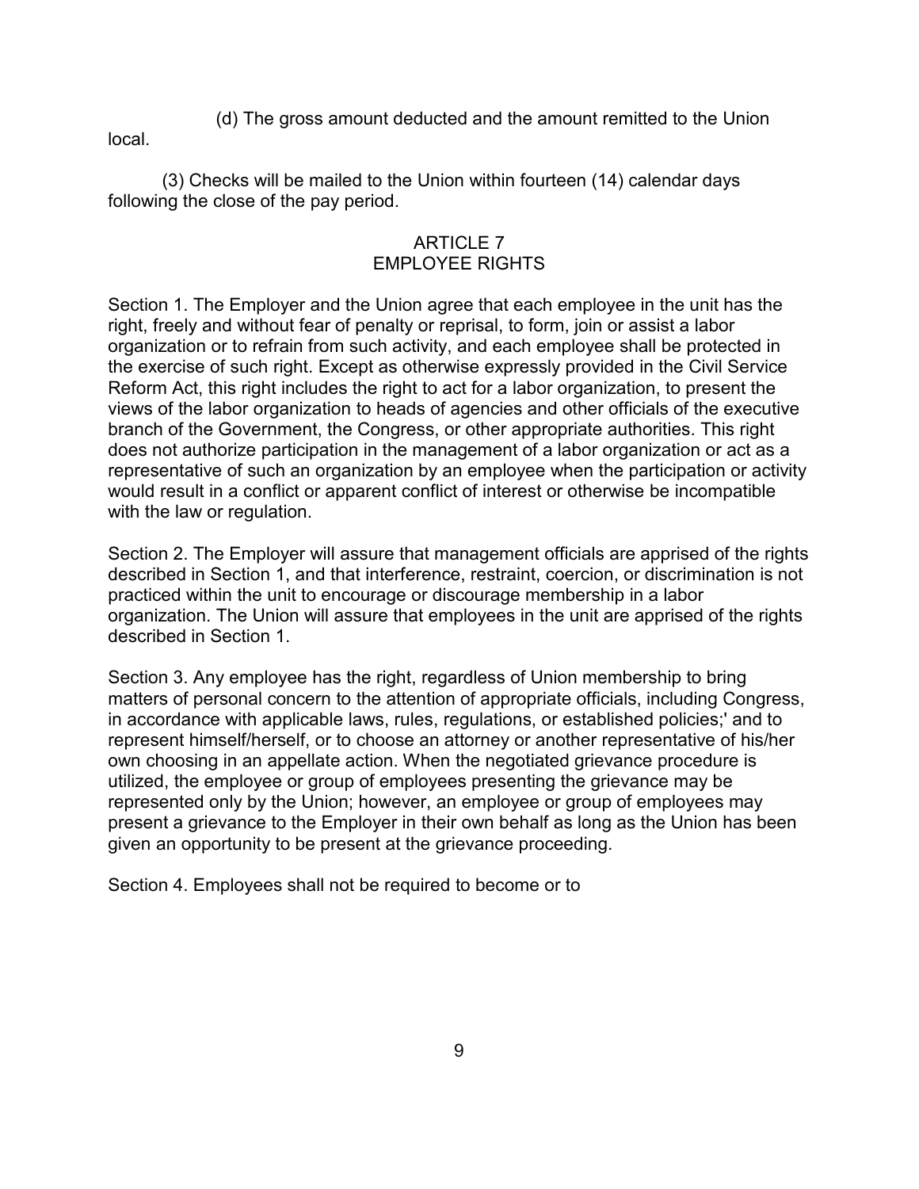(d) The gross amount deducted and the amount remitted to the Union local.

(3) Checks will be mailed to the Union within fourteen (14) calendar days following the close of the pay period.

## ARTICLE 7
## EMPLOYEE RIGHTS

Section 1. The Employer and the Union agree that each employee in the unit has the right, freely and without fear of penalty or reprisal, to form, join or assist a labor organization or to refrain from such activity, and each employee shall be protected in the exercise of such right. Except as otherwise expressly provided in the Civil Service Reform Act, this right includes the right to act for a labor organization, to present the views of the labor organization to heads of agencies and other officials of the executive branch of the Government, the Congress, or other appropriate authorities. This right does not authorize participation in the management of a labor organization or act as a representative of such an organization by an employee when the participation or activity would result in a conflict or apparent conflict of interest or otherwise be incompatible with the law or regulation.

Section 2. The Employer will assure that management officials are apprised of the rights described in Section 1, and that interference, restraint, coercion, or discrimination is not practiced within the unit to encourage or discourage membership in a labor organization. The Union will assure that employees in the unit are apprised of the rights described in Section 1.

Section 3. Any employee has the right, regardless of Union membership to bring matters of personal concern to the attention of appropriate officials, including Congress, in accordance with applicable laws, rules, regulations, or established policies;' and to represent himself/herself, or to choose an attorney or another representative of his/her own choosing in an appellate action. When the negotiated grievance procedure is utilized, the employee or group of employees presenting the grievance may be represented only by the Union; however, an employee or group of employees may present a grievance to the Employer in their own behalf as long as the Union has been given an opportunity to be present at the grievance proceeding.

Section 4. Employees shall not be required to become or to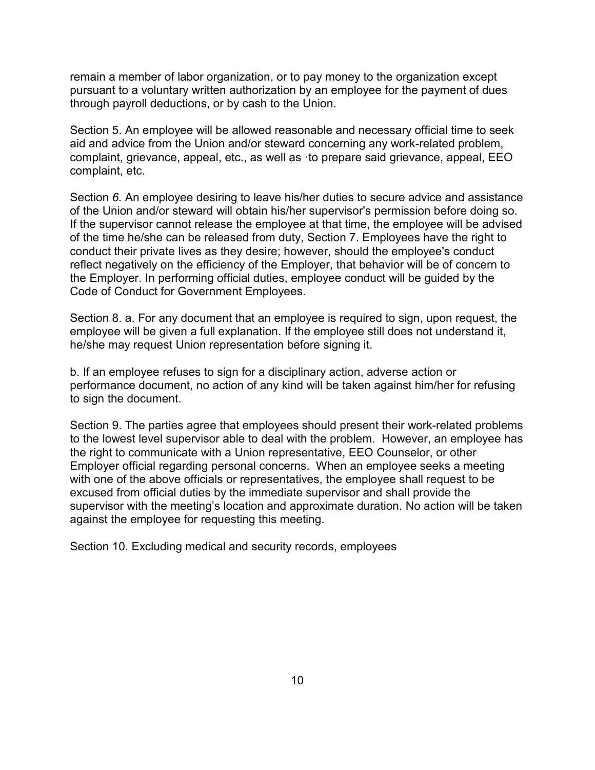remain a member of labor organization, or to pay money to the organization except pursuant to a voluntary written authorization by an employee for the payment of dues through payroll deductions, or by cash to the Union.

Section 5. An employee will be allowed reasonable and necessary official time to seek aid and advice from the Union and/or steward concerning any work-related problem, complaint, grievance, appeal, etc., as well as ·to prepare said grievance, appeal, EEO complaint, etc.

Section *6.* An employee desiring to leave his/her duties to secure advice and assistance of the Union and/or steward will obtain his/her supervisor's permission before doing so. If the supervisor cannot release the employee at that time, the employee will be advised of the time he/she can be released from duty, Section 7. Employees have the right to conduct their private lives as they desire; however, should the employee's conduct reflect negatively on the efficiency of the Employer, that behavior will be of concern to the Employer. In performing official duties, employee conduct will be guided by the Code of Conduct for Government Employees.

Section 8. a. For any document that an employee is required to sign, upon request, the employee will be given a full explanation. If the employee still does not understand it, he/she may request Union representation before signing it.

b. If an employee refuses to sign for a disciplinary action, adverse action or performance document, no action of any kind will be taken against him/her for refusing to sign the document.

Section 9. The parties agree that employees should present their work-related problems to the lowest level supervisor able to deal with the problem. However, an employee has the right to communicate with a Union representative, EEO Counselor, or other Employer official regarding personal concerns. When an employee seeks a meeting with one of the above officials or representatives, the employee shall request to be excused from official duties by the immediate supervisor and shall provide the supervisor with the meeting's location and approximate duration. No action will be taken against the employee for requesting this meeting.

Section 10. Excluding medical and security records, employees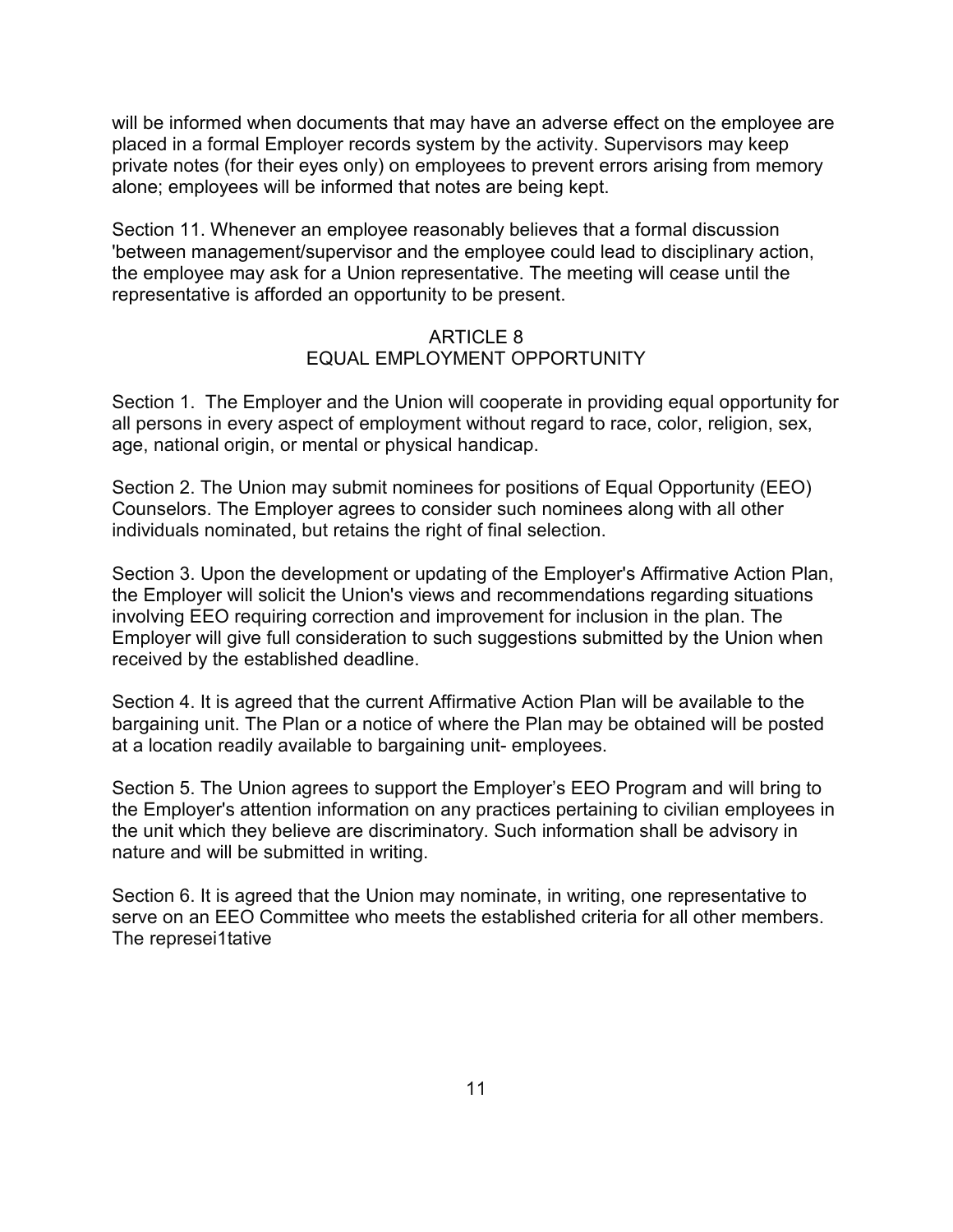will be informed when documents that may have an adverse effect on the employee are placed in a formal Employer records system by the activity. Supervisors may keep private notes (for their eyes only) on employees to prevent errors arising from memory alone; employees will be informed that notes are being kept.

Section 11. Whenever an employee reasonably believes that a formal discussion 'between management/supervisor and the employee could lead to disciplinary action, the employee may ask for a Union representative. The meeting will cease until the representative is afforded an opportunity to be present.

## ARTICLE 8
## EQUAL EMPLOYMENT OPPORTUNITY

Section 1. The Employer and the Union will cooperate in providing equal opportunity for all persons in every aspect of employment without regard to race, color, religion, sex, age, national origin, or mental or physical handicap.

Section 2. The Union may submit nominees for positions of Equal Opportunity (EEO) Counselors. The Employer agrees to consider such nominees along with all other individuals nominated, but retains the right of final selection.

Section 3. Upon the development or updating of the Employer's Affirmative Action Plan, the Employer will solicit the Union's views and recommendations regarding situations involving EEO requiring correction and improvement for inclusion in the plan. The Employer will give full consideration to such suggestions submitted by the Union when received by the established deadline.

Section 4. It is agreed that the current Affirmative Action Plan will be available to the bargaining unit. The Plan or a notice of where the Plan may be obtained will be posted at a location readily available to bargaining unit- employees.

Section 5. The Union agrees to support the Employer's EEO Program and will bring to the Employer's attention information on any practices pertaining to civilian employees in the unit which they believe are discriminatory. Such information shall be advisory in nature and will be submitted in writing.

Section 6. It is agreed that the Union may nominate, in writing, one representative to serve on an EEO Committee who meets the established criteria for all other members. The represei1tative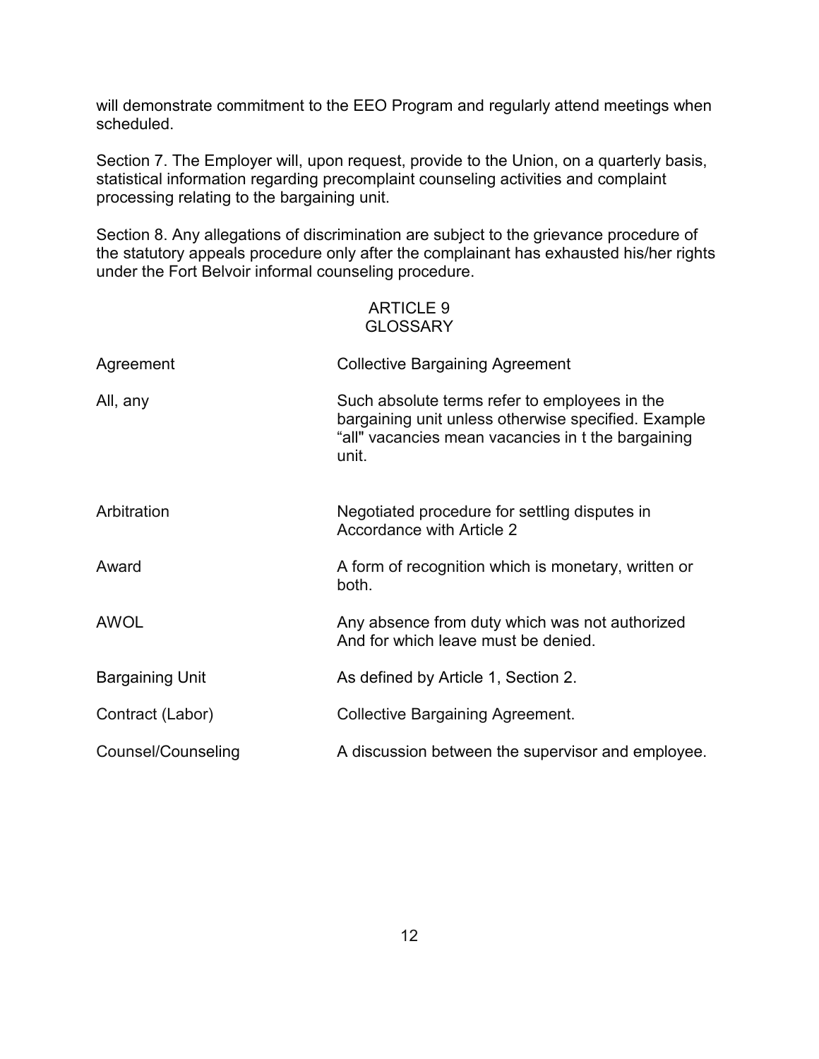will demonstrate commitment to the EEO Program and regularly attend meetings when scheduled.

Section 7. The Employer will, upon request, provide to the Union, on a quarterly basis, statistical information regarding precomplaint counseling activities and complaint processing relating to the bargaining unit.

Section 8. Any allegations of discrimination are subject to the grievance procedure of the statutory appeals procedure only after the complainant has exhausted his/her rights under the Fort Belvoir informal counseling procedure.

## ARTICLE 9
## GLOSSARY

| | |
|---|---|
| Agreement | Collective Bargaining Agreement |
| All, any | Such absolute terms refer to employees in the bargaining unit unless otherwise specified. Example "all" vacancies mean vacancies in t the bargaining unit. |
| Arbitration | Negotiated procedure for settling disputes in Accordance with Article 2 |
| Award | A form of recognition which is monetary, written or both. |
| AWOL | Any absence from duty which was not authorized And for which leave must be denied. |
| Bargaining Unit | As defined by Article 1, Section 2. |
| Contract (Labor) | Collective Bargaining Agreement. |
| Counsel/Counseling | A discussion between the supervisor and employee. |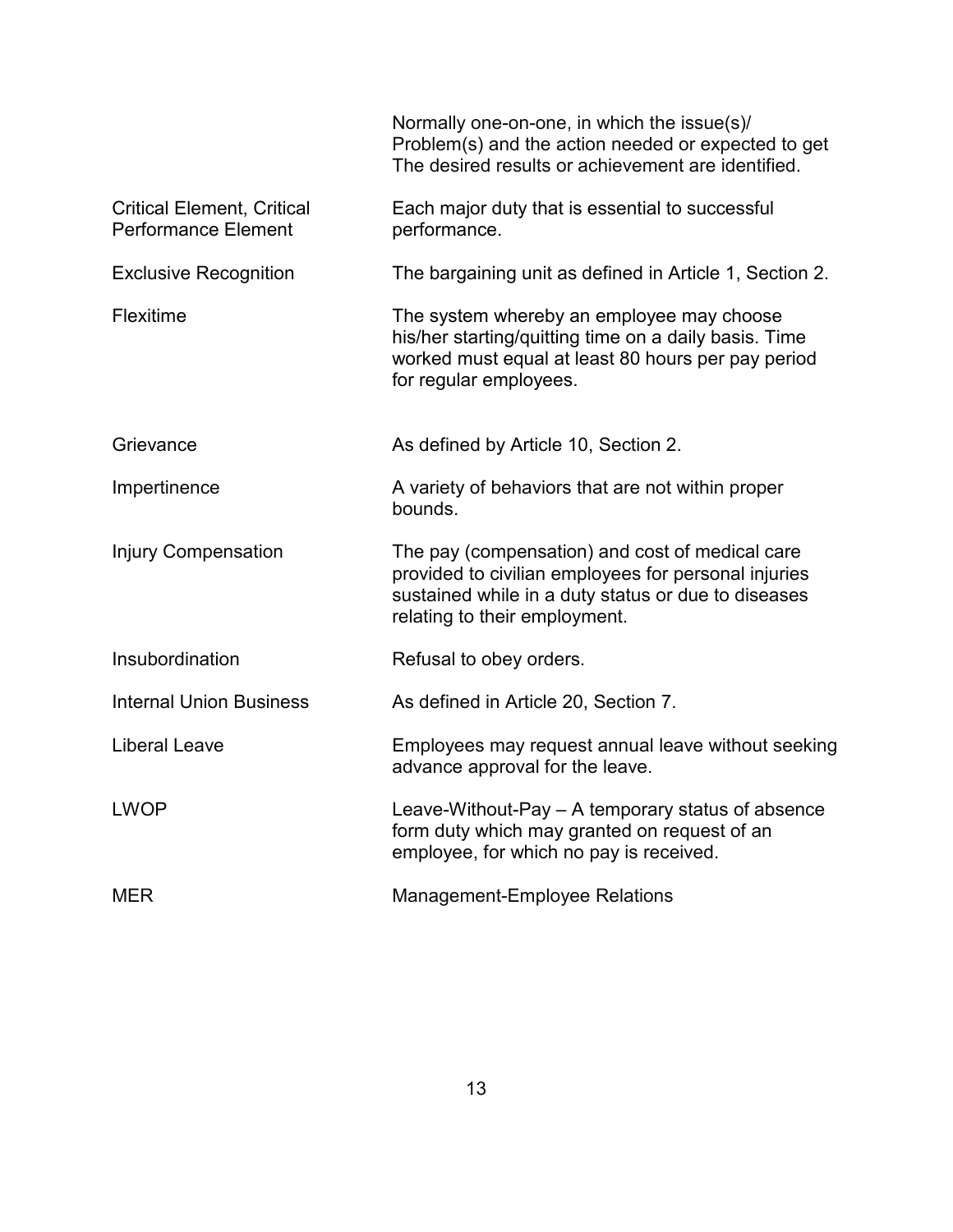| | |
|---|---|
| | Normally one-on-one, in which the issue(s)/ Problem(s) and the action needed or expected to get The desired results or achievement are identified. |
| Critical Element, Critical Performance Element | Each major duty that is essential to successful performance. |
| Exclusive Recognition | The bargaining unit as defined in Article 1, Section 2. |
| Flexitime | The system whereby an employee may choose his/her starting/quitting time on a daily basis. Time worked must equal at least 80 hours per pay period for regular employees. |
| Grievance | As defined by Article 10, Section 2. |
| Impertinence | A variety of behaviors that are not within proper bounds. |
| Injury Compensation | The pay (compensation) and cost of medical care provided to civilian employees for personal injuries sustained while in a duty status or due to diseases relating to their employment. |
| Insubordination | Refusal to obey orders. |
| Internal Union Business | As defined in Article 20, Section 7. |
| Liberal Leave | Employees may request annual leave without seeking advance approval for the leave. |
| LWOP | Leave-Without-Pay – A temporary status of absence form duty which may granted on request of an employee, for which no pay is received. |
| MER | Management-Employee Relations |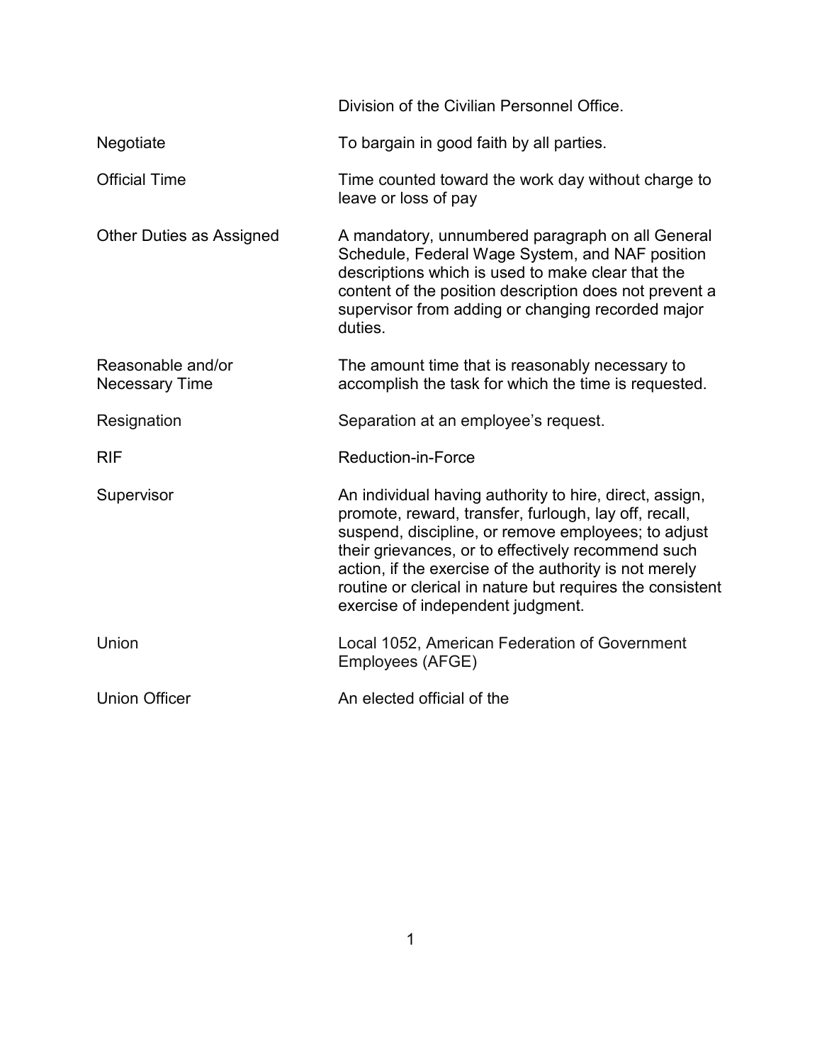| | |
|---|---|
| | Division of the Civilian Personnel Office. |
| Negotiate | To bargain in good faith by all parties. |
| Official Time | Time counted toward the work day without charge to leave or loss of pay |
| Other Duties as Assigned | A mandatory, unnumbered paragraph on all General Schedule, Federal Wage System, and NAF position descriptions which is used to make clear that the content of the position description does not prevent a supervisor from adding or changing recorded major duties. |
| Reasonable and/or Necessary Time | The amount time that is reasonably necessary to accomplish the task for which the time is requested. |
| Resignation | Separation at an employee's request. |
| RIF | Reduction-in-Force |
| Supervisor | An individual having authority to hire, direct, assign, promote, reward, transfer, furlough, lay off, recall, suspend, discipline, or remove employees; to adjust their grievances, or to effectively recommend such action, if the exercise of the authority is not merely routine or clerical in nature but requires the consistent exercise of independent judgment. |
| Union | Local 1052, American Federation of Government Employees (AFGE) |
| Union Officer | An elected official of the |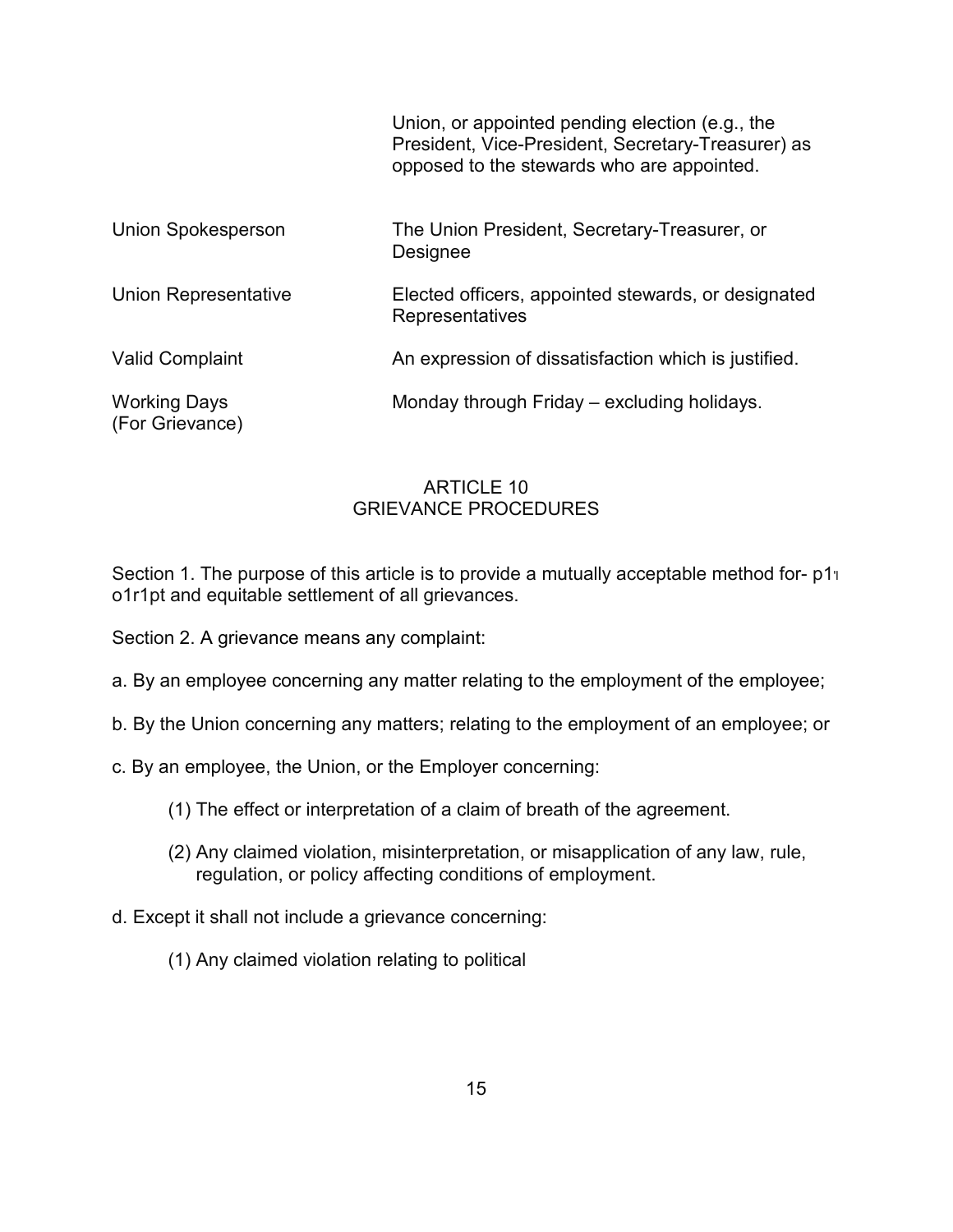| | |
|---|---|
| | Union, or appointed pending election (e.g., the President, Vice-President, Secretary-Treasurer) as opposed to the stewards who are appointed. |
| Union Spokesperson | The Union President, Secretary-Treasurer, or Designee |
| Union Representative | Elected officers, appointed stewards, or designated Representatives |
| Valid Complaint | An expression of dissatisfaction which is justified. |
| Working Days (For Grievance) | Monday through Friday – excluding holidays. |

## ARTICLE 10
## GRIEVANCE PROCEDURES

Section 1. The purpose of this article is to provide a mutually acceptable method for- p1'I o1r1pt and equitable settlement of all grievances.

Section 2. A grievance means any complaint:

a. By an employee concerning any matter relating to the employment of the employee;

b. By the Union concerning any matters; relating to the employment of an employee; or

c. By an employee, the Union, or the Employer concerning:

(1) The effect or interpretation of a claim of breath of the agreement.

(2) Any claimed violation, misinterpretation, or misapplication of any law, rule, regulation, or policy affecting conditions of employment.

d. Except it shall not include a grievance concerning:

(1) Any claimed violation relating to political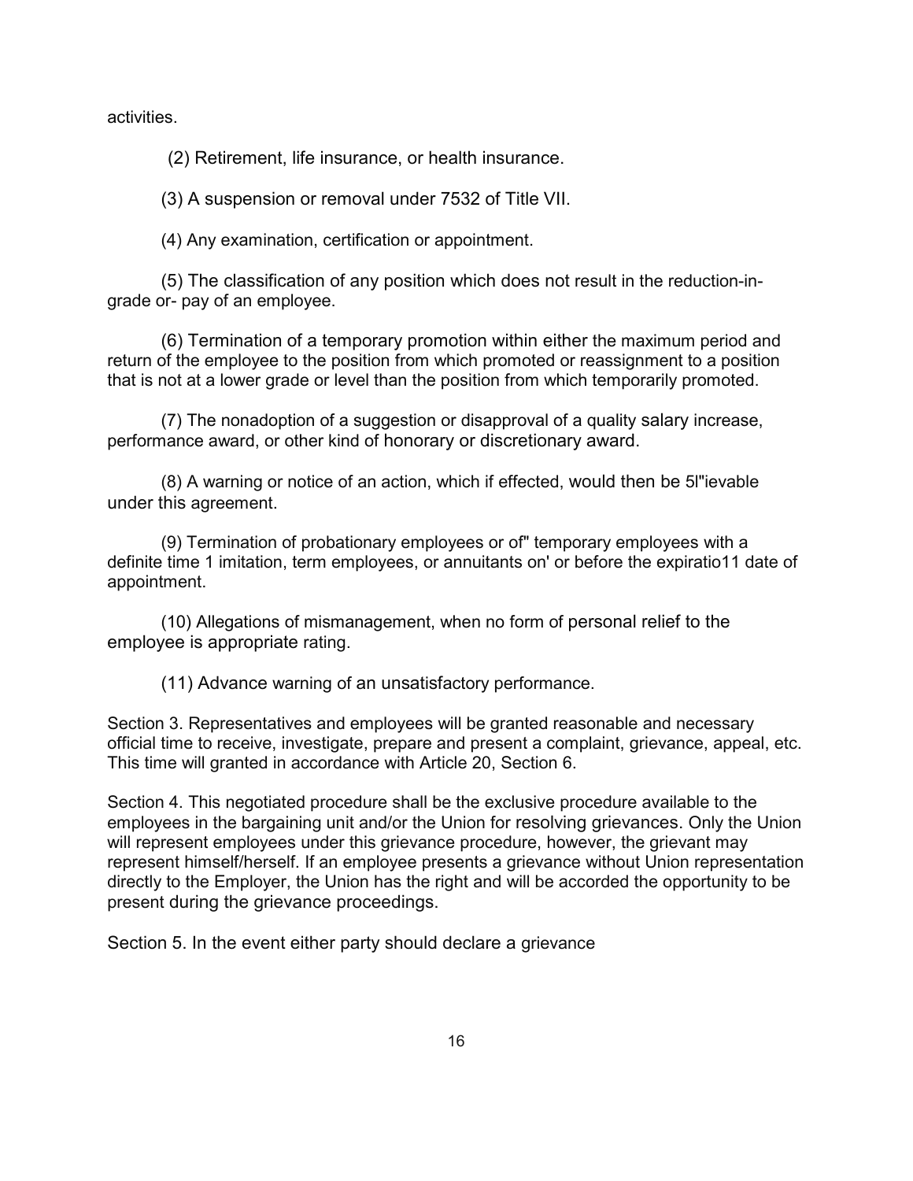activities.

(2) Retirement, life insurance, or health insurance.

(3) A suspension or removal under 7532 of Title VII.

(4) Any examination, certification or appointment.

(5) The classification of any position which does not result in the reduction-in-grade or- pay of an employee.

(6) Termination of a temporary promotion within either the maximum period and return of the employee to the position from which promoted or reassignment to a position that is not at a lower grade or level than the position from which temporarily promoted.

(7) The nonadoption of a suggestion or disapproval of a quality salary increase, performance award, or other kind of honorary or discretionary award.

(8) A warning or notice of an action, which if effected, would then be 5l"ievable under this agreement.

(9) Termination of probationary employees or of" temporary employees with a definite time 1 imitation, term employees, or annuitants on' or before the expiratio11 date of appointment.

(10) Allegations of mismanagement, when no form of personal relief to the employee is appropriate rating.

(11) Advance warning of an unsatisfactory performance.

Section 3. Representatives and employees will be granted reasonable and necessary official time to receive, investigate, prepare and present a complaint, grievance, appeal, etc. This time will granted in accordance with Article 20, Section 6.

Section 4. This negotiated procedure shall be the exclusive procedure available to the employees in the bargaining unit and/or the Union for resolving grievances. Only the Union will represent employees under this grievance procedure, however, the grievant may represent himself/herself. If an employee presents a grievance without Union representation directly to the Employer, the Union has the right and will be accorded the opportunity to be present during the grievance proceedings.

Section 5. In the event either party should declare a grievance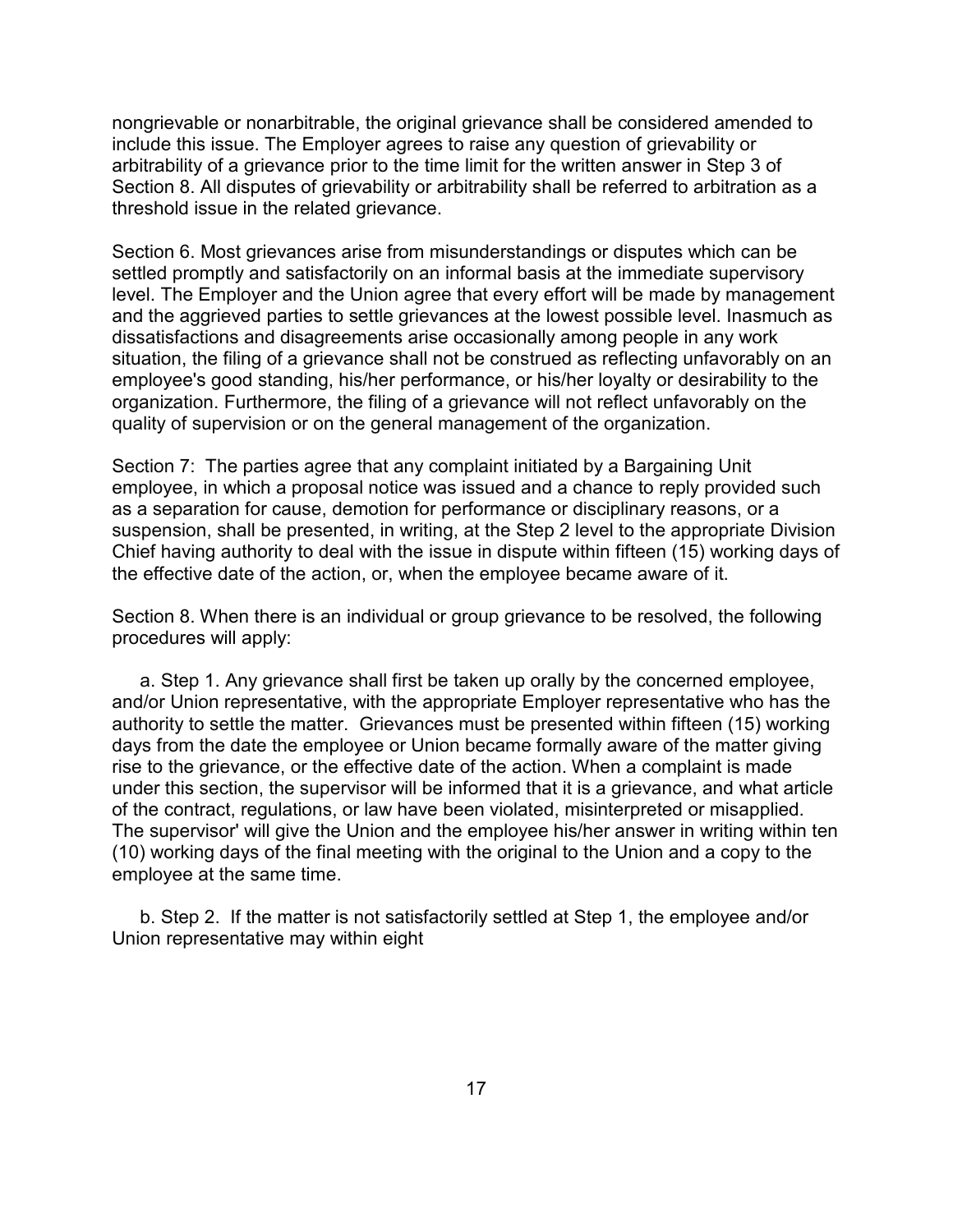nongrievable or nonarbitrable, the original grievance shall be considered amended to include this issue. The Employer agrees to raise any question of grievability or arbitrability of a grievance prior to the time limit for the written answer in Step 3 of Section 8. All disputes of grievability or arbitrability shall be referred to arbitration as a threshold issue in the related grievance.

Section 6. Most grievances arise from misunderstandings or disputes which can be settled promptly and satisfactorily on an informal basis at the immediate supervisory level. The Employer and the Union agree that every effort will be made by management and the aggrieved parties to settle grievances at the lowest possible level. Inasmuch as dissatisfactions and disagreements arise occasionally among people in any work situation, the filing of a grievance shall not be construed as reflecting unfavorably on an employee's good standing, his/her performance, or his/her loyalty or desirability to the organization. Furthermore, the filing of a grievance will not reflect unfavorably on the quality of supervision or on the general management of the organization.

Section 7: The parties agree that any complaint initiated by a Bargaining Unit employee, in which a proposal notice was issued and a chance to reply provided such as a separation for cause, demotion for performance or disciplinary reasons, or a suspension, shall be presented, in writing, at the Step 2 level to the appropriate Division Chief having authority to deal with the issue in dispute within fifteen (15) working days of the effective date of the action, or, when the employee became aware of it.

Section 8. When there is an individual or group grievance to be resolved, the following procedures will apply:

a. Step 1. Any grievance shall first be taken up orally by the concerned employee, and/or Union representative, with the appropriate Employer representative who has the authority to settle the matter. Grievances must be presented within fifteen (15) working days from the date the employee or Union became formally aware of the matter giving rise to the grievance, or the effective date of the action. When a complaint is made under this section, the supervisor will be informed that it is a grievance, and what article of the contract, regulations, or law have been violated, misinterpreted or misapplied. The supervisor' will give the Union and the employee his/her answer in writing within ten (10) working days of the final meeting with the original to the Union and a copy to the employee at the same time.

b. Step 2. If the matter is not satisfactorily settled at Step 1, the employee and/or Union representative may within eight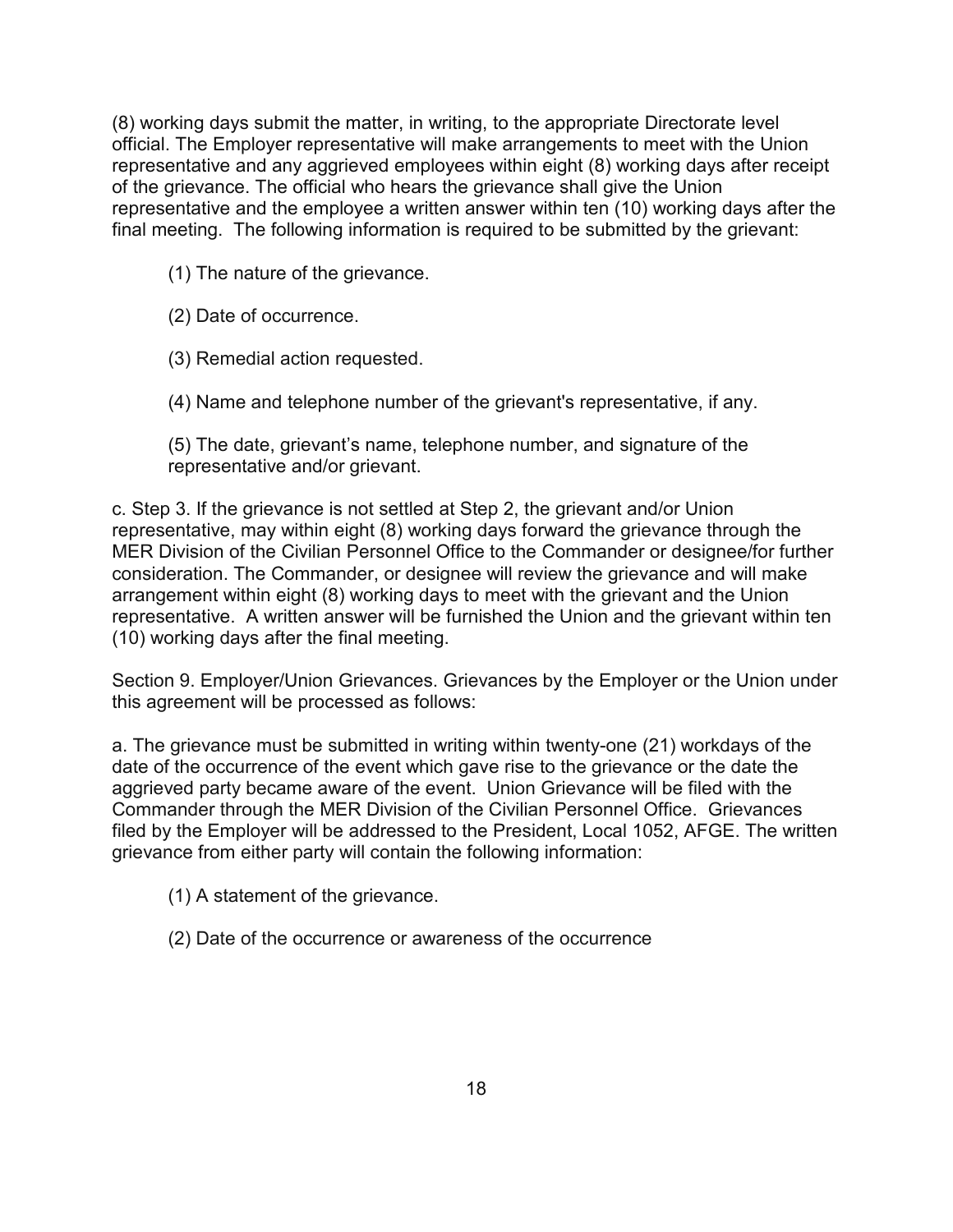(8) working days submit the matter, in writing, to the appropriate Directorate level official. The Employer representative will make arrangements to meet with the Union representative and any aggrieved employees within eight (8) working days after receipt of the grievance. The official who hears the grievance shall give the Union representative and the employee a written answer within ten (10) working days after the final meeting. The following information is required to be submitted by the grievant:

(1) The nature of the grievance.

(2) Date of occurrence.

(3) Remedial action requested.

(4) Name and telephone number of the grievant's representative, if any.

(5) The date, grievant's name, telephone number, and signature of the representative and/or grievant.

c. Step 3. If the grievance is not settled at Step 2, the grievant and/or Union representative, may within eight (8) working days forward the grievance through the MER Division of the Civilian Personnel Office to the Commander or designee/for further consideration. The Commander, or designee will review the grievance and will make arrangement within eight (8) working days to meet with the grievant and the Union representative. A written answer will be furnished the Union and the grievant within ten (10) working days after the final meeting.

Section 9. Employer/Union Grievances. Grievances by the Employer or the Union under this agreement will be processed as follows:

a. The grievance must be submitted in writing within twenty-one (21) workdays of the date of the occurrence of the event which gave rise to the grievance or the date the aggrieved party became aware of the event. Union Grievance will be filed with the Commander through the MER Division of the Civilian Personnel Office. Grievances filed by the Employer will be addressed to the President, Local 1052, AFGE. The written grievance from either party will contain the following information:

(1) A statement of the grievance.

(2) Date of the occurrence or awareness of the occurrence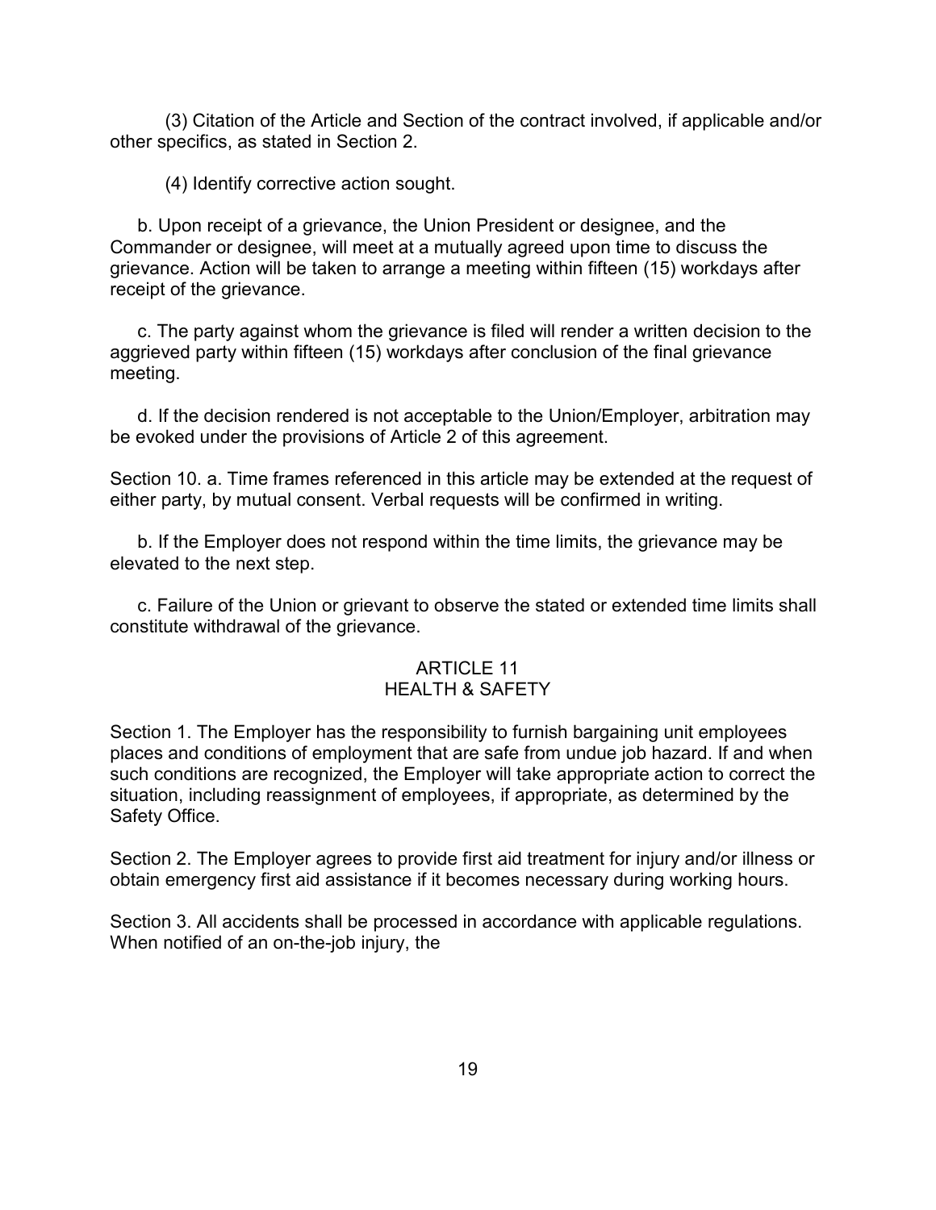(3) Citation of the Article and Section of the contract involved, if applicable and/or other specifics, as stated in Section 2.

(4) Identify corrective action sought.

b. Upon receipt of a grievance, the Union President or designee, and the Commander or designee, will meet at a mutually agreed upon time to discuss the grievance. Action will be taken to arrange a meeting within fifteen (15) workdays after receipt of the grievance.

c. The party against whom the grievance is filed will render a written decision to the aggrieved party within fifteen (15) workdays after conclusion of the final grievance meeting.

d. If the decision rendered is not acceptable to the Union/Employer, arbitration may be evoked under the provisions of Article 2 of this agreement.

Section 10. a. Time frames referenced in this article may be extended at the request of either party, by mutual consent. Verbal requests will be confirmed in writing.

b. If the Employer does not respond within the time limits, the grievance may be elevated to the next step.

c. Failure of the Union or grievant to observe the stated or extended time limits shall constitute withdrawal of the grievance.

## ARTICLE 11
## HEALTH & SAFETY

Section 1. The Employer has the responsibility to furnish bargaining unit employees places and conditions of employment that are safe from undue job hazard. If and when such conditions are recognized, the Employer will take appropriate action to correct the situation, including reassignment of employees, if appropriate, as determined by the Safety Office.

Section 2. The Employer agrees to provide first aid treatment for injury and/or illness or obtain emergency first aid assistance if it becomes necessary during working hours.

Section 3. All accidents shall be processed in accordance with applicable regulations. When notified of an on-the-job injury, the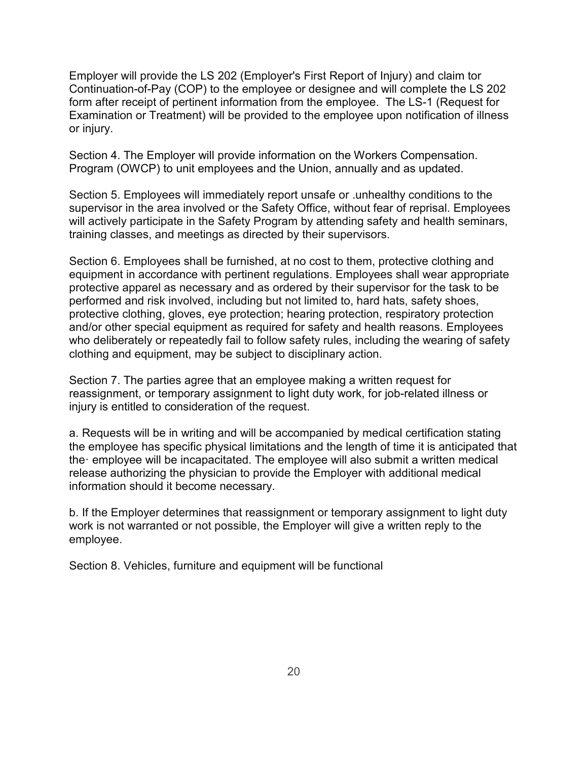Employer will provide the LS 202 (Employer's First Report of Injury) and claim tor Continuation-of-Pay (COP) to the employee or designee and will complete the LS 202 form after receipt of pertinent information from the employee. The LS-1 (Request for Examination or Treatment) will be provided to the employee upon notification of illness or injury.

Section 4. The Employer will provide information on the Workers Compensation. Program (OWCP) to unit employees and the Union, annually and as updated.

Section 5. Employees will immediately report unsafe or .unhealthy conditions to the supervisor in the area involved or the Safety Office, without fear of reprisal. Employees will actively participate in the Safety Program by attending safety and health seminars, training classes, and meetings as directed by their supervisors.

Section 6. Employees shall be furnished, at no cost to them, protective clothing and equipment in accordance with pertinent regulations. Employees shall wear appropriate protective apparel as necessary and as ordered by their supervisor for the task to be performed and risk involved, including but not limited to, hard hats, safety shoes, protective clothing, gloves, eye protection; hearing protection, respiratory protection and/or other special equipment as required for safety and health reasons. Employees who deliberately or repeatedly fail to follow safety rules, including the wearing of safety clothing and equipment, may be subject to disciplinary action.

Section 7. The parties agree that an employee making a written request for reassignment, or temporary assignment to light duty work, for job-related illness or injury is entitled to consideration of the request.

a. Requests will be in writing and will be accompanied by medical certification stating the employee has specific physical limitations and the length of time it is anticipated that the· employee will be incapacitated. The employee will also submit a written medical release authorizing the physician to provide the Employer with additional medical information should it become necessary.

b. If the Employer determines that reassignment or temporary assignment to light duty work is not warranted or not possible, the Employer will give a written reply to the employee.

Section 8. Vehicles, furniture and equipment will be functional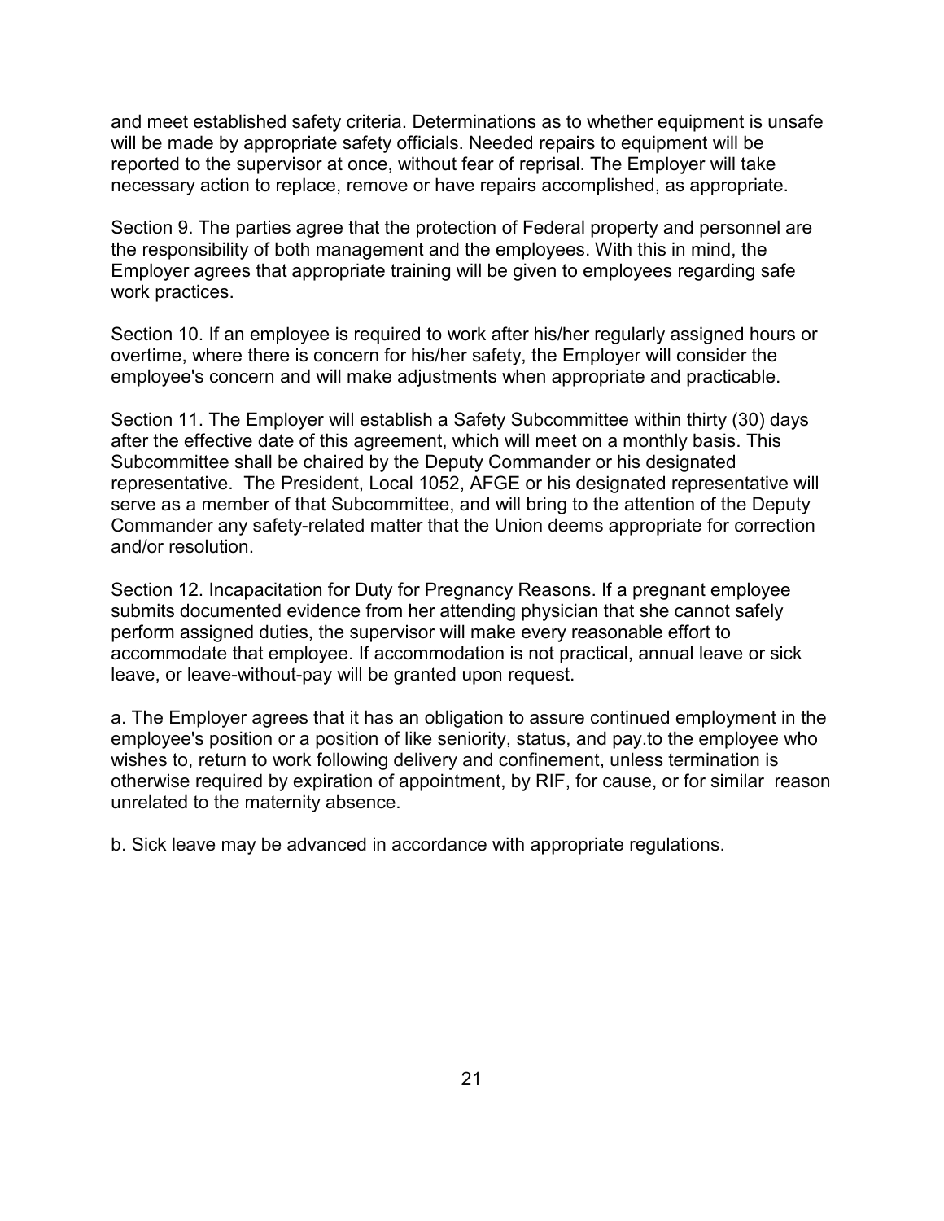and meet established safety criteria. Determinations as to whether equipment is unsafe will be made by appropriate safety officials. Needed repairs to equipment will be reported to the supervisor at once, without fear of reprisal. The Employer will take necessary action to replace, remove or have repairs accomplished, as appropriate.

Section 9. The parties agree that the protection of Federal property and personnel are the responsibility of both management and the employees. With this in mind, the Employer agrees that appropriate training will be given to employees regarding safe work practices.

Section 10. If an employee is required to work after his/her regularly assigned hours or overtime, where there is concern for his/her safety, the Employer will consider the employee's concern and will make adjustments when appropriate and practicable.

Section 11. The Employer will establish a Safety Subcommittee within thirty (30) days after the effective date of this agreement, which will meet on a monthly basis. This Subcommittee shall be chaired by the Deputy Commander or his designated representative. The President, Local 1052, AFGE or his designated representative will serve as a member of that Subcommittee, and will bring to the attention of the Deputy Commander any safety-related matter that the Union deems appropriate for correction and/or resolution.

Section 12. Incapacitation for Duty for Pregnancy Reasons. If a pregnant employee submits documented evidence from her attending physician that she cannot safely perform assigned duties, the supervisor will make every reasonable effort to accommodate that employee. If accommodation is not practical, annual leave or sick leave, or leave-without-pay will be granted upon request.

a. The Employer agrees that it has an obligation to assure continued employment in the employee's position or a position of like seniority, status, and pay.to the employee who wishes to, return to work following delivery and confinement, unless termination is otherwise required by expiration of appointment, by RIF, for cause, or for similar reason unrelated to the maternity absence.

b. Sick leave may be advanced in accordance with appropriate regulations.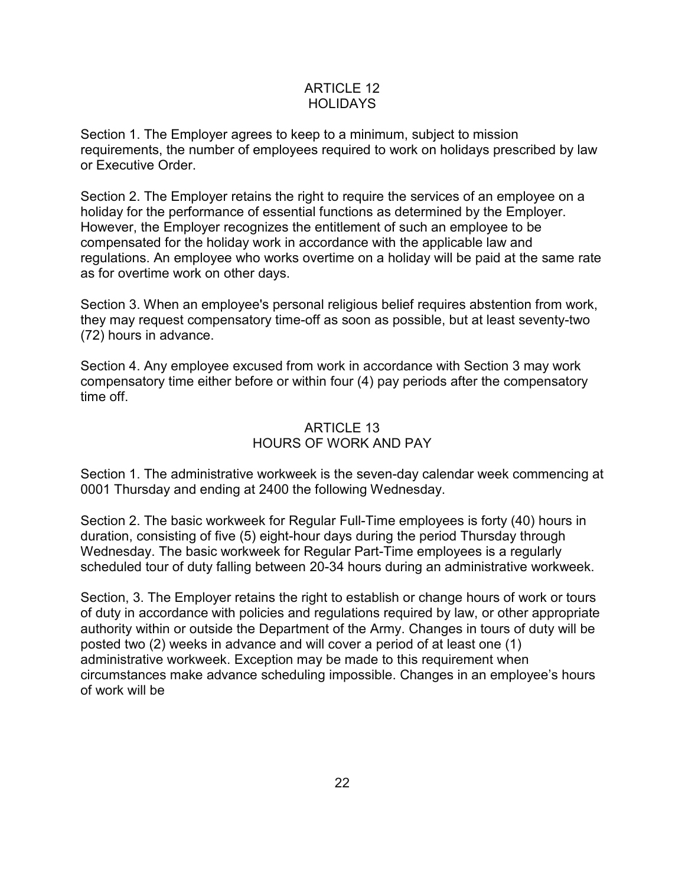## ARTICLE 12
## HOLIDAYS

Section 1. The Employer agrees to keep to a minimum, subject to mission requirements, the number of employees required to work on holidays prescribed by law or Executive Order.

Section 2. The Employer retains the right to require the services of an employee on a holiday for the performance of essential functions as determined by the Employer. However, the Employer recognizes the entitlement of such an employee to be compensated for the holiday work in accordance with the applicable law and regulations. An employee who works overtime on a holiday will be paid at the same rate as for overtime work on other days.

Section 3. When an employee's personal religious belief requires abstention from work, they may request compensatory time-off as soon as possible, but at least seventy-two (72) hours in advance.

Section 4. Any employee excused from work in accordance with Section 3 may work compensatory time either before or within four (4) pay periods after the compensatory time off.

## ARTICLE 13
## HOURS OF WORK AND PAY

Section 1. The administrative workweek is the seven-day calendar week commencing at 0001 Thursday and ending at 2400 the following Wednesday.

Section 2. The basic workweek for Regular Full-Time employees is forty (40) hours in duration, consisting of five (5) eight-hour days during the period Thursday through Wednesday. The basic workweek for Regular Part-Time employees is a regularly scheduled tour of duty falling between 20-34 hours during an administrative workweek.

Section, 3. The Employer retains the right to establish or change hours of work or tours of duty in accordance with policies and regulations required by law, or other appropriate authority within or outside the Department of the Army. Changes in tours of duty will be posted two (2) weeks in advance and will cover a period of at least one (1) administrative workweek. Exception may be made to this requirement when circumstances make advance scheduling impossible. Changes in an employee's hours of work will be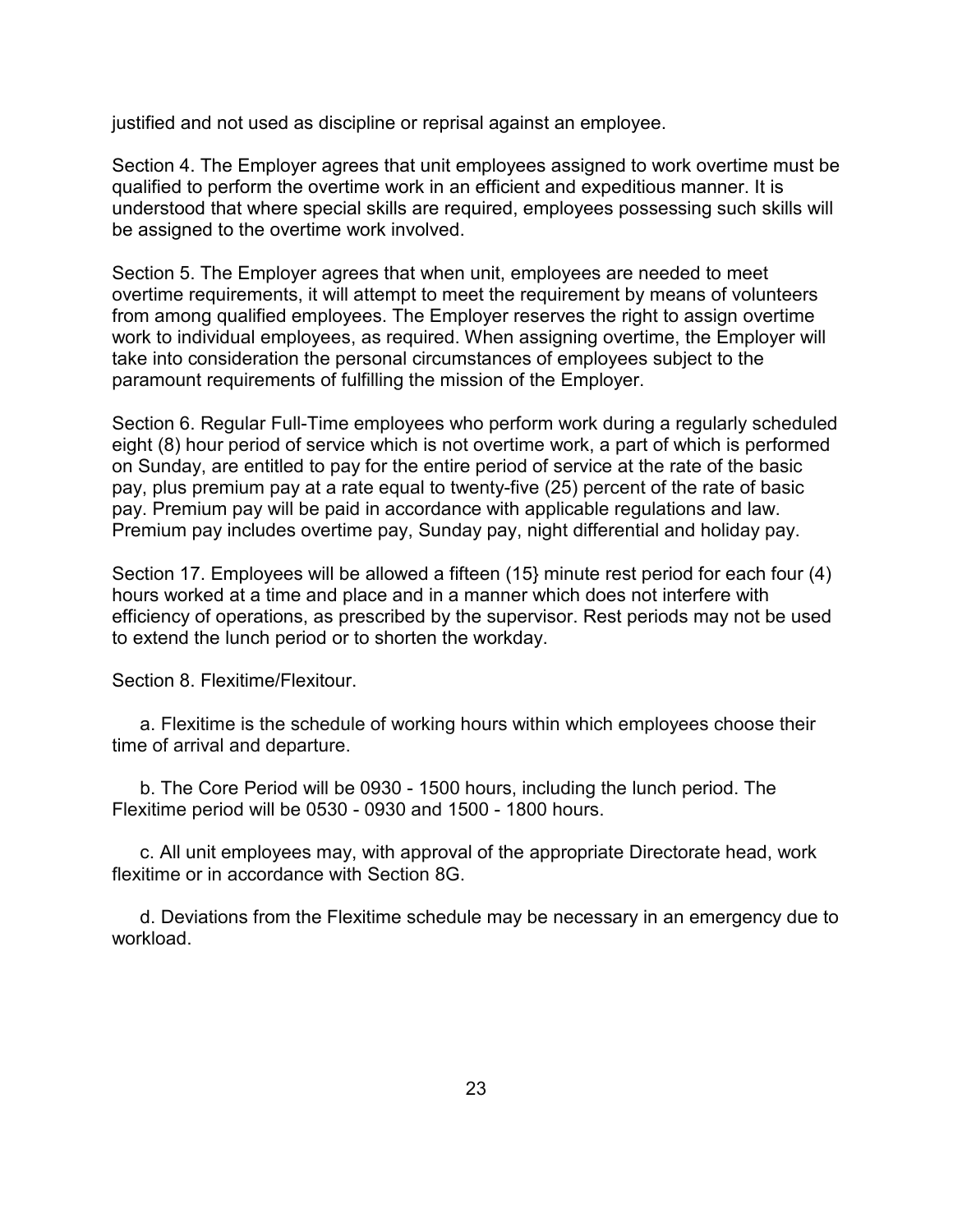justified and not used as discipline or reprisal against an employee.

Section 4. The Employer agrees that unit employees assigned to work overtime must be qualified to perform the overtime work in an efficient and expeditious manner. It is understood that where special skills are required, employees possessing such skills will be assigned to the overtime work involved.

Section 5. The Employer agrees that when unit, employees are needed to meet overtime requirements, it will attempt to meet the requirement by means of volunteers from among qualified employees. The Employer reserves the right to assign overtime work to individual employees, as required. When assigning overtime, the Employer will take into consideration the personal circumstances of employees subject to the paramount requirements of fulfilling the mission of the Employer.

Section 6. Regular Full-Time employees who perform work during a regularly scheduled eight (8) hour period of service which is not overtime work, a part of which is performed on Sunday, are entitled to pay for the entire period of service at the rate of the basic pay, plus premium pay at a rate equal to twenty-five (25) percent of the rate of basic pay. Premium pay will be paid in accordance with applicable regulations and law. Premium pay includes overtime pay, Sunday pay, night differential and holiday pay.

Section 17. Employees will be allowed a fifteen (15} minute rest period for each four (4) hours worked at a time and place and in a manner which does not interfere with efficiency of operations, as prescribed by the supervisor. Rest periods may not be used to extend the lunch period or to shorten the workday.

Section 8. Flexitime/Flexitour.

a. Flexitime is the schedule of working hours within which employees choose their time of arrival and departure.

b. The Core Period will be 0930 - 1500 hours, including the lunch period. The Flexitime period will be 0530 - 0930 and 1500 - 1800 hours.

c. All unit employees may, with approval of the appropriate Directorate head, work flexitime or in accordance with Section 8G.

d. Deviations from the Flexitime schedule may be necessary in an emergency due to workload.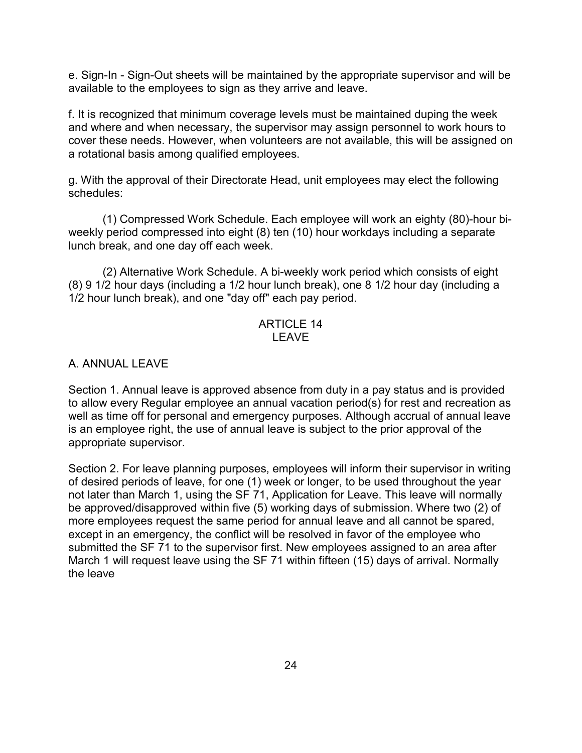e. Sign-In - Sign-Out sheets will be maintained by the appropriate supervisor and will be available to the employees to sign as they arrive and leave.

f. It is recognized that minimum coverage levels must be maintained duping the week and where and when necessary, the supervisor may assign personnel to work hours to cover these needs. However, when volunteers are not available, this will be assigned on a rotational basis among qualified employees.

g. With the approval of their Directorate Head, unit employees may elect the following schedules:

(1) Compressed Work Schedule. Each employee will work an eighty (80)-hour bi-weekly period compressed into eight (8) ten (10) hour workdays including a separate lunch break, and one day off each week.

(2) Alternative Work Schedule. A bi-weekly work period which consists of eight (8) 9 1/2 hour days (including a 1/2 hour lunch break), one 8 1/2 hour day (including a 1/2 hour lunch break), and one "day off" each pay period.

## ARTICLE 14
## LEAVE

### A. ANNUAL LEAVE

Section 1. Annual leave is approved absence from duty in a pay status and is provided to allow every Regular employee an annual vacation period(s) for rest and recreation as well as time off for personal and emergency purposes. Although accrual of annual leave is an employee right, the use of annual leave is subject to the prior approval of the appropriate supervisor.

Section 2. For leave planning purposes, employees will inform their supervisor in writing of desired periods of leave, for one (1) week or longer, to be used throughout the year not later than March 1, using the SF 71, Application for Leave. This leave will normally be approved/disapproved within five (5) working days of submission. Where two (2) of more employees request the same period for annual leave and all cannot be spared, except in an emergency, the conflict will be resolved in favor of the employee who submitted the SF 71 to the supervisor first. New employees assigned to an area after March 1 will request leave using the SF 71 within fifteen (15) days of arrival. Normally the leave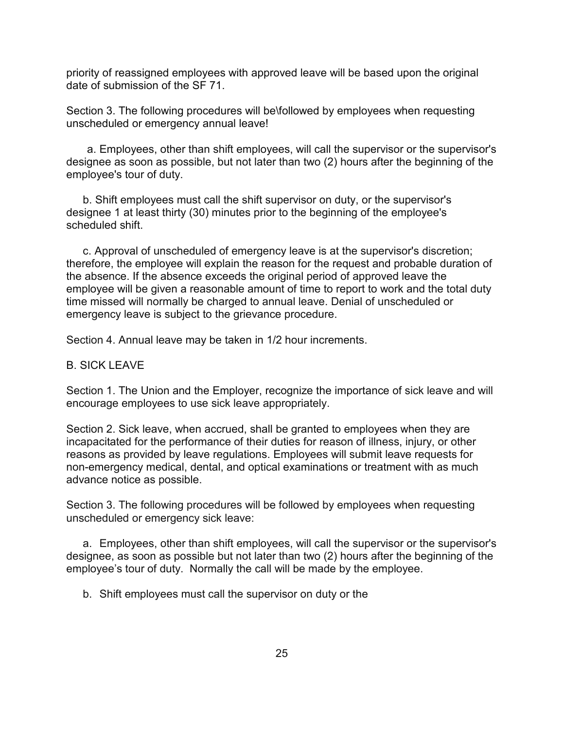priority of reassigned employees with approved leave will be based upon the original date of submission of the SF 71.

Section 3. The following procedures will be\followed by employees when requesting unscheduled or emergency annual leave!

a. Employees, other than shift employees, will call the supervisor or the supervisor's designee as soon as possible, but not later than two (2) hours after the beginning of the employee's tour of duty.

b. Shift employees must call the shift supervisor on duty, or the supervisor's designee 1 at least thirty (30) minutes prior to the beginning of the employee's scheduled shift.

c. Approval of unscheduled of emergency leave is at the supervisor's discretion; therefore, the employee will explain the reason for the request and probable duration of the absence. If the absence exceeds the original period of approved leave the employee will be given a reasonable amount of time to report to work and the total duty time missed will normally be charged to annual leave. Denial of unscheduled or emergency leave is subject to the grievance procedure.

Section 4. Annual leave may be taken in 1/2 hour increments.

B. SICK LEAVE

Section 1. The Union and the Employer, recognize the importance of sick leave and will encourage employees to use sick leave appropriately.

Section 2. Sick leave, when accrued, shall be granted to employees when they are incapacitated for the performance of their duties for reason of illness, injury, or other reasons as provided by leave regulations. Employees will submit leave requests for non-emergency medical, dental, and optical examinations or treatment with as much advance notice as possible.

Section 3. The following procedures will be followed by employees when requesting unscheduled or emergency sick leave:

a. Employees, other than shift employees, will call the supervisor or the supervisor's designee, as soon as possible but not later than two (2) hours after the beginning of the employee's tour of duty. Normally the call will be made by the employee.

b. Shift employees must call the supervisor on duty or the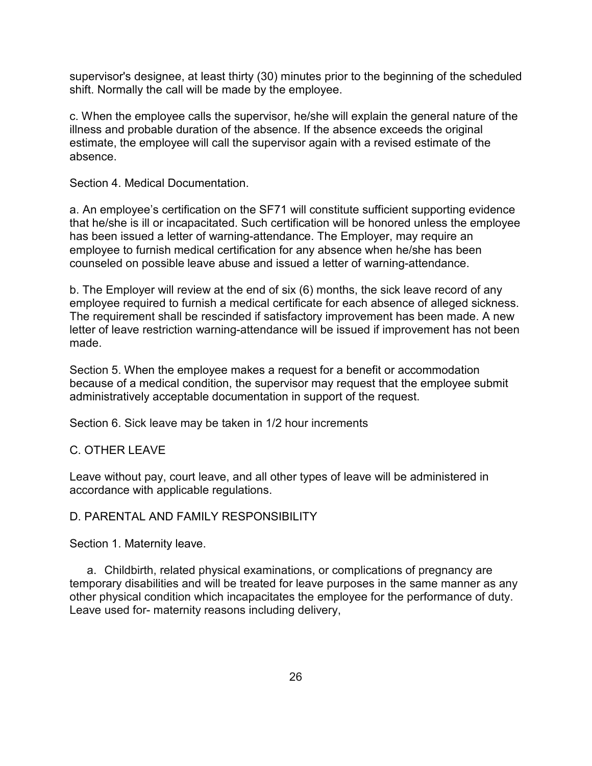supervisor's designee, at least thirty (30) minutes prior to the beginning of the scheduled shift. Normally the call will be made by the employee.

c. When the employee calls the supervisor, he/she will explain the general nature of the illness and probable duration of the absence. If the absence exceeds the original estimate, the employee will call the supervisor again with a revised estimate of the absence.

Section 4. Medical Documentation.

a. An employee's certification on the SF71 will constitute sufficient supporting evidence that he/she is ill or incapacitated. Such certification will be honored unless the employee has been issued a letter of warning-attendance. The Employer, may require an employee to furnish medical certification for any absence when he/she has been counseled on possible leave abuse and issued a letter of warning-attendance.

b. The Employer will review at the end of six (6) months, the sick leave record of any employee required to furnish a medical certificate for each absence of alleged sickness. The requirement shall be rescinded if satisfactory improvement has been made. A new letter of leave restriction warning-attendance will be issued if improvement has not been made.

Section 5. When the employee makes a request for a benefit or accommodation because of a medical condition, the supervisor may request that the employee submit administratively acceptable documentation in support of the request.

Section 6. Sick leave may be taken in 1/2 hour increments

C. OTHER LEAVE

Leave without pay, court leave, and all other types of leave will be administered in accordance with applicable regulations.

D. PARENTAL AND FAMILY RESPONSIBILITY

Section 1. Maternity leave.

a. Childbirth, related physical examinations, or complications of pregnancy are temporary disabilities and will be treated for leave purposes in the same manner as any other physical condition which incapacitates the employee for the performance of duty. Leave used for- maternity reasons including delivery,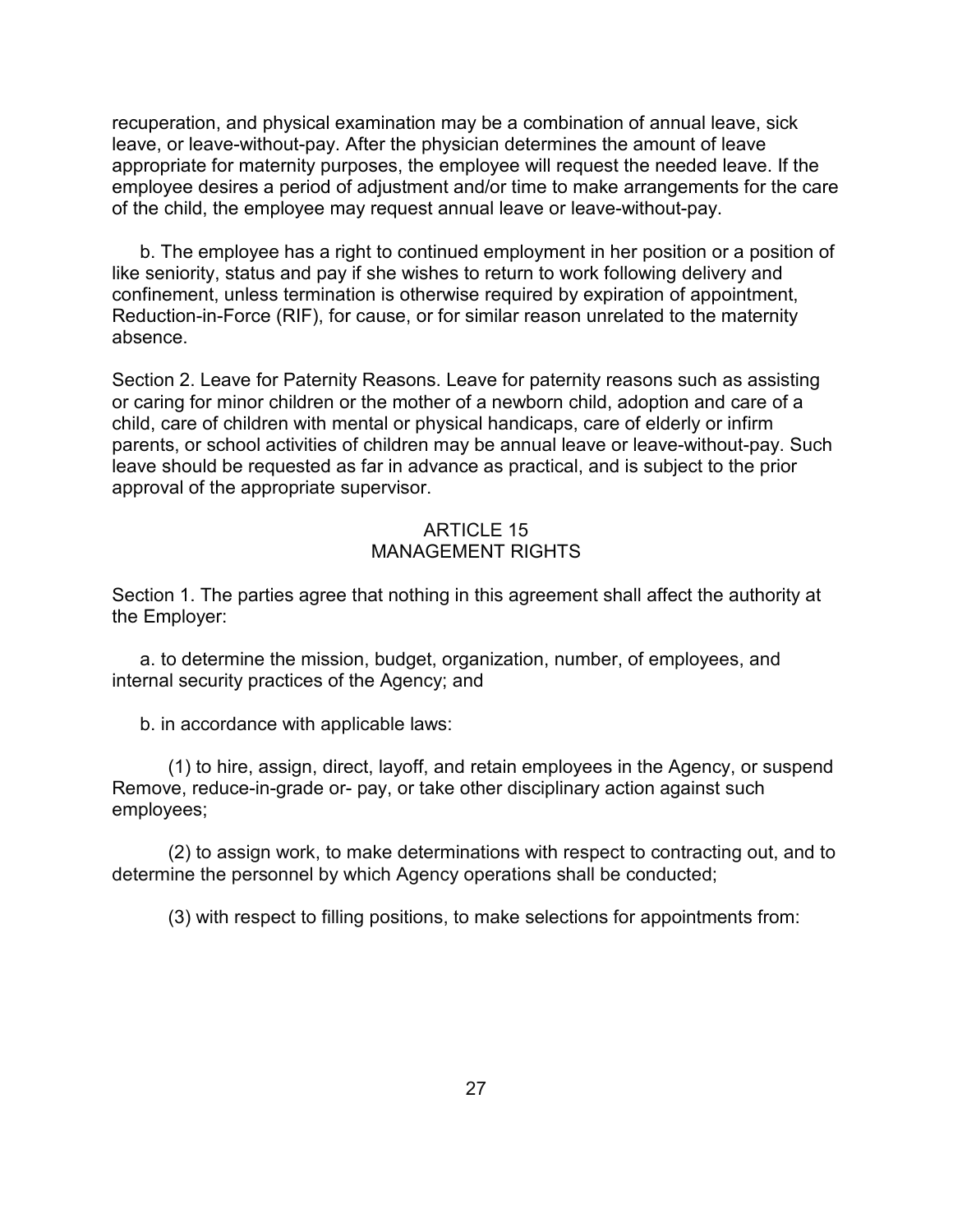recuperation, and physical examination may be a combination of annual leave, sick leave, or leave-without-pay. After the physician determines the amount of leave appropriate for maternity purposes, the employee will request the needed leave. If the employee desires a period of adjustment and/or time to make arrangements for the care of the child, the employee may request annual leave or leave-without-pay.

b. The employee has a right to continued employment in her position or a position of like seniority, status and pay if she wishes to return to work following delivery and confinement, unless termination is otherwise required by expiration of appointment, Reduction-in-Force (RIF), for cause, or for similar reason unrelated to the maternity absence.

Section 2. Leave for Paternity Reasons. Leave for paternity reasons such as assisting or caring for minor children or the mother of a newborn child, adoption and care of a child, care of children with mental or physical handicaps, care of elderly or infirm parents, or school activities of children may be annual leave or leave-without-pay. Such leave should be requested as far in advance as practical, and is subject to the prior approval of the appropriate supervisor.

## ARTICLE 15
## MANAGEMENT RIGHTS

Section 1. The parties agree that nothing in this agreement shall affect the authority at the Employer:

a. to determine the mission, budget, organization, number, of employees, and internal security practices of the Agency; and

b. in accordance with applicable laws:

(1) to hire, assign, direct, layoff, and retain employees in the Agency, or suspend Remove, reduce-in-grade or- pay, or take other disciplinary action against such employees;

(2) to assign work, to make determinations with respect to contracting out, and to determine the personnel by which Agency operations shall be conducted;

(3) with respect to filling positions, to make selections for appointments from: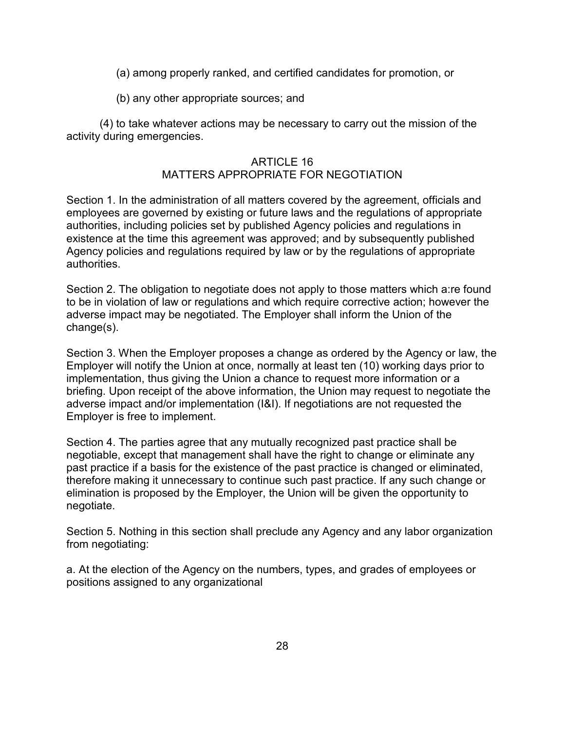(a) among properly ranked, and certified candidates for promotion, or

(b) any other appropriate sources; and

(4) to take whatever actions may be necessary to carry out the mission of the activity during emergencies.

## ARTICLE 16
## MATTERS APPROPRIATE FOR NEGOTIATION

Section 1. In the administration of all matters covered by the agreement, officials and employees are governed by existing or future laws and the regulations of appropriate authorities, including policies set by published Agency policies and regulations in existence at the time this agreement was approved; and by subsequently published Agency policies and regulations required by law or by the regulations of appropriate authorities.

Section 2. The obligation to negotiate does not apply to those matters which a:re found to be in violation of law or regulations and which require corrective action; however the adverse impact may be negotiated. The Employer shall inform the Union of the change(s).

Section 3. When the Employer proposes a change as ordered by the Agency or law, the Employer will notify the Union at once, normally at least ten (10) working days prior to implementation, thus giving the Union a chance to request more information or a briefing. Upon receipt of the above information, the Union may request to negotiate the adverse impact and/or implementation (I&I). If negotiations are not requested the Employer is free to implement.

Section 4. The parties agree that any mutually recognized past practice shall be negotiable, except that management shall have the right to change or eliminate any past practice if a basis for the existence of the past practice is changed or eliminated, therefore making it unnecessary to continue such past practice. If any such change or elimination is proposed by the Employer, the Union will be given the opportunity to negotiate.

Section 5. Nothing in this section shall preclude any Agency and any labor organization from negotiating:

a. At the election of the Agency on the numbers, types, and grades of employees or positions assigned to any organizational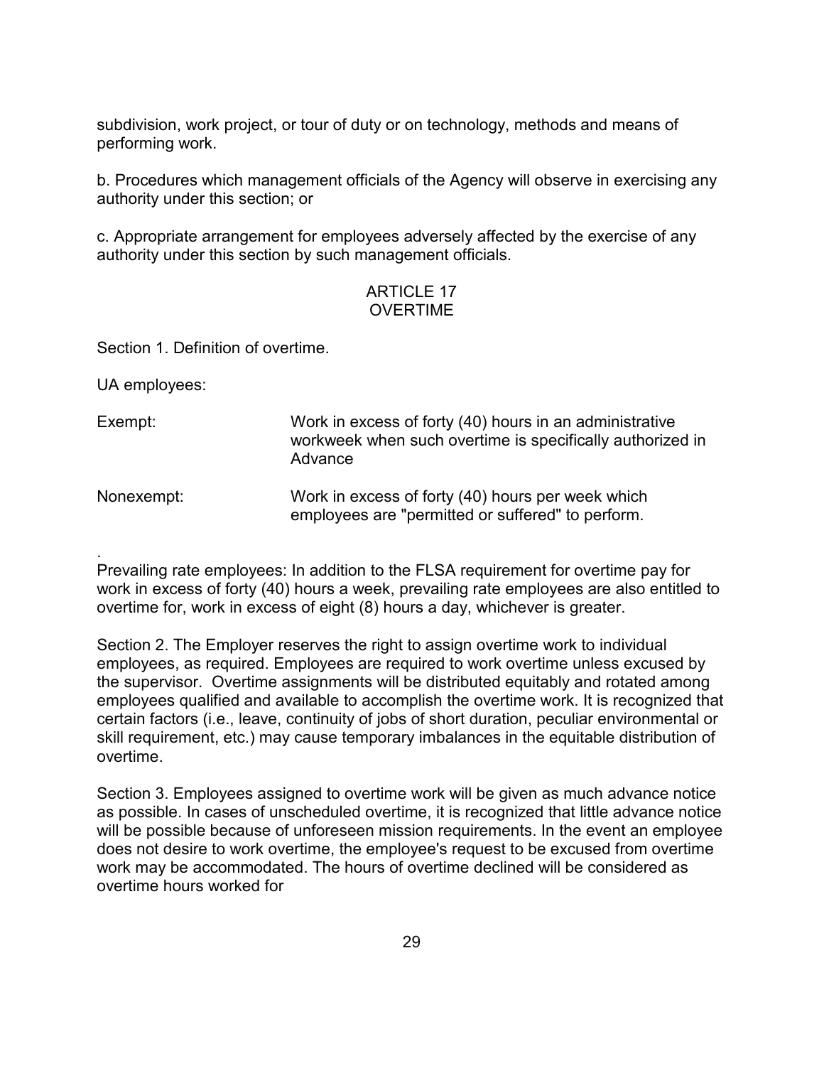subdivision, work project, or tour of duty or on technology, methods and means of performing work.

b. Procedures which management officials of the Agency will observe in exercising any authority under this section; or

c. Appropriate arrangement for employees adversely affected by the exercise of any authority under this section by such management officials.

## ARTICLE 17
## OVERTIME

Section 1. Definition of overtime.

UA employees:

| | |
|---|---|
| Exempt: | Work in excess of forty (40) hours in an administrative workweek when such overtime is specifically authorized in Advance |
| Nonexempt: | Work in excess of forty (40) hours per week which employees are "permitted or suffered" to perform. |

.
Prevailing rate employees: In addition to the FLSA requirement for overtime pay for work in excess of forty (40) hours a week, prevailing rate employees are also entitled to overtime for, work in excess of eight (8) hours a day, whichever is greater.

Section 2. The Employer reserves the right to assign overtime work to individual employees, as required. Employees are required to work overtime unless excused by the supervisor. Overtime assignments will be distributed equitably and rotated among employees qualified and available to accomplish the overtime work. It is recognized that certain factors (i.e., leave, continuity of jobs of short duration, peculiar environmental or skill requirement, etc.) may cause temporary imbalances in the equitable distribution of overtime.

Section 3. Employees assigned to overtime work will be given as much advance notice as possible. In cases of unscheduled overtime, it is recognized that little advance notice will be possible because of unforeseen mission requirements. In the event an employee does not desire to work overtime, the employee's request to be excused from overtime work may be accommodated. The hours of overtime declined will be considered as overtime hours worked for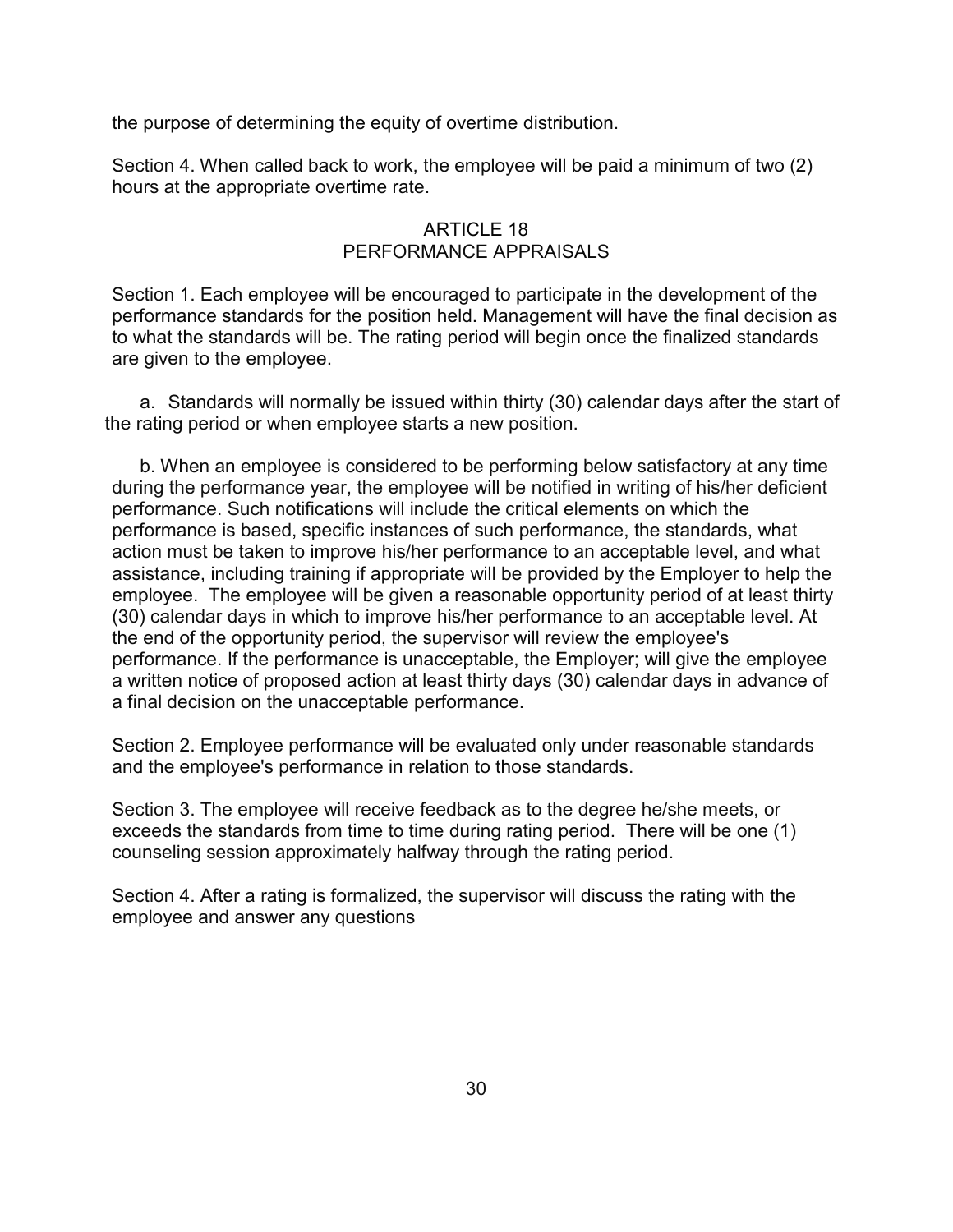the purpose of determining the equity of overtime distribution.

Section 4. When called back to work, the employee will be paid a minimum of two (2) hours at the appropriate overtime rate.

## ARTICLE 18
## PERFORMANCE APPRAISALS

Section 1. Each employee will be encouraged to participate in the development of the performance standards for the position held. Management will have the final decision as to what the standards will be. The rating period will begin once the finalized standards are given to the employee.

a. Standards will normally be issued within thirty (30) calendar days after the start of the rating period or when employee starts a new position.

b. When an employee is considered to be performing below satisfactory at any time during the performance year, the employee will be notified in writing of his/her deficient performance. Such notifications will include the critical elements on which the performance is based, specific instances of such performance, the standards, what action must be taken to improve his/her performance to an acceptable level, and what assistance, including training if appropriate will be provided by the Employer to help the employee. The employee will be given a reasonable opportunity period of at least thirty (30) calendar days in which to improve his/her performance to an acceptable level. At the end of the opportunity period, the supervisor will review the employee's performance. If the performance is unacceptable, the Employer; will give the employee a written notice of proposed action at least thirty days (30) calendar days in advance of a final decision on the unacceptable performance.

Section 2. Employee performance will be evaluated only under reasonable standards and the employee's performance in relation to those standards.

Section 3. The employee will receive feedback as to the degree he/she meets, or exceeds the standards from time to time during rating period. There will be one (1) counseling session approximately halfway through the rating period.

Section 4. After a rating is formalized, the supervisor will discuss the rating with the employee and answer any questions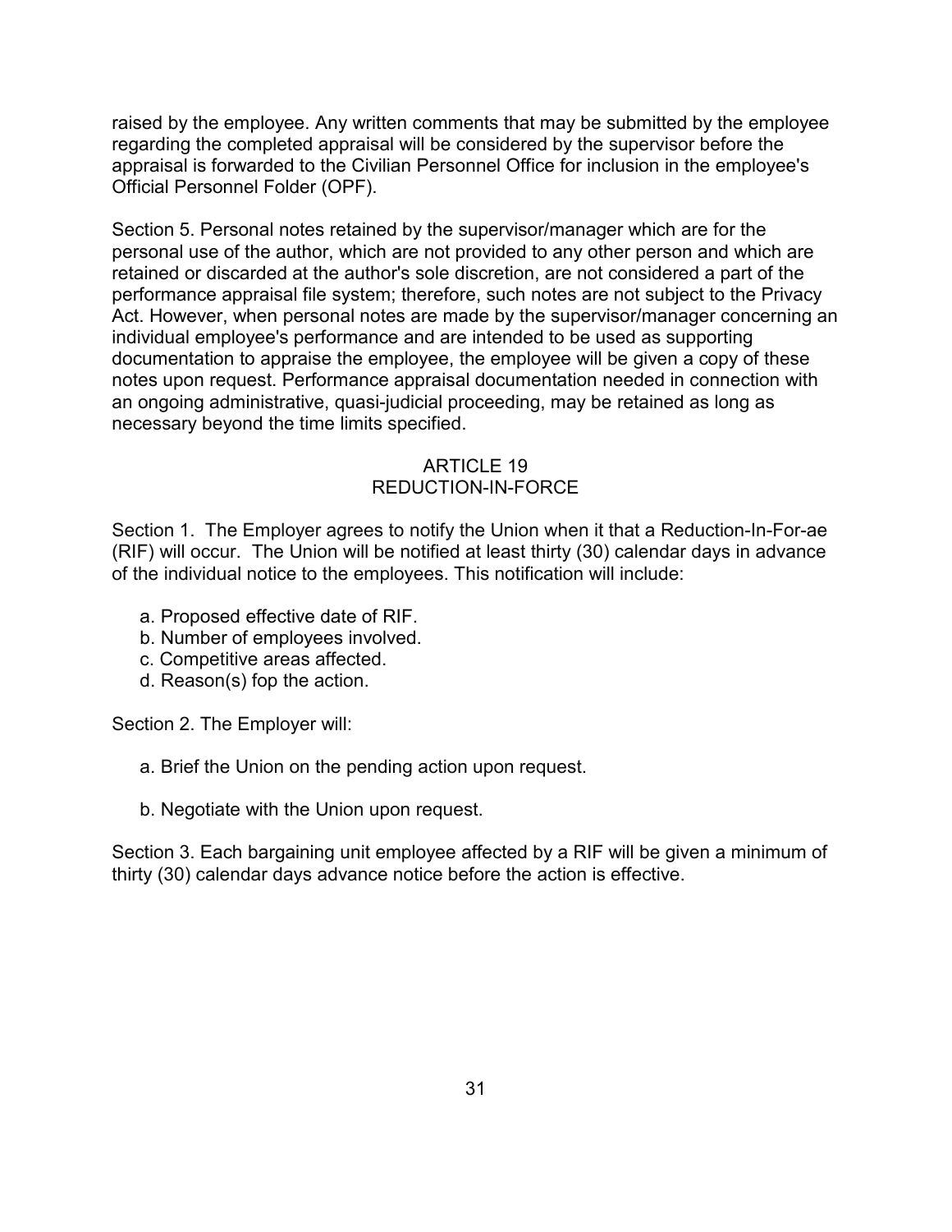raised by the employee. Any written comments that may be submitted by the employee regarding the completed appraisal will be considered by the supervisor before the appraisal is forwarded to the Civilian Personnel Office for inclusion in the employee's Official Personnel Folder (OPF).

Section 5. Personal notes retained by the supervisor/manager which are for the personal use of the author, which are not provided to any other person and which are retained or discarded at the author's sole discretion, are not considered a part of the performance appraisal file system; therefore, such notes are not subject to the Privacy Act. However, when personal notes are made by the supervisor/manager concerning an individual employee's performance and are intended to be used as supporting documentation to appraise the employee, the employee will be given a copy of these notes upon request. Performance appraisal documentation needed in connection with an ongoing administrative, quasi-judicial proceeding, may be retained as long as necessary beyond the time limits specified.

## ARTICLE 19
## REDUCTION-IN-FORCE

Section 1. The Employer agrees to notify the Union when it that a Reduction-In-For-ae (RIF) will occur. The Union will be notified at least thirty (30) calendar days in advance of the individual notice to the employees. This notification will include:

a. Proposed effective date of RIF.
b. Number of employees involved.
c. Competitive areas affected.
d. Reason(s) fop the action.

Section 2. The Employer will:

a. Brief the Union on the pending action upon request.

b. Negotiate with the Union upon request.

Section 3. Each bargaining unit employee affected by a RIF will be given a minimum of thirty (30) calendar days advance notice before the action is effective.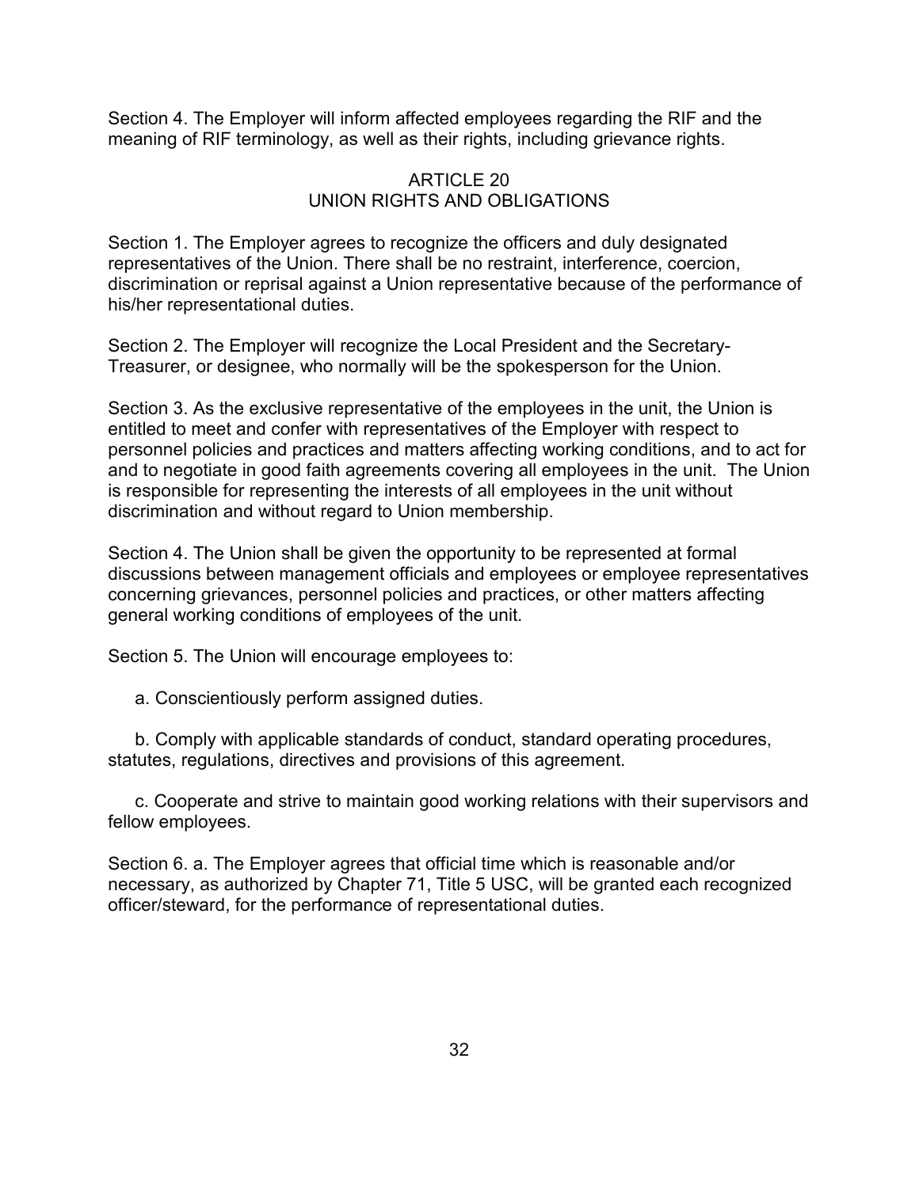Section 4. The Employer will inform affected employees regarding the RIF and the meaning of RIF terminology, as well as their rights, including grievance rights.

## ARTICLE 20
## UNION RIGHTS AND OBLIGATIONS

Section 1. The Employer agrees to recognize the officers and duly designated representatives of the Union. There shall be no restraint, interference, coercion, discrimination or reprisal against a Union representative because of the performance of his/her representational duties.

Section 2. The Employer will recognize the Local President and the Secretary-Treasurer, or designee, who normally will be the spokesperson for the Union.

Section 3. As the exclusive representative of the employees in the unit, the Union is entitled to meet and confer with representatives of the Employer with respect to personnel policies and practices and matters affecting working conditions, and to act for and to negotiate in good faith agreements covering all employees in the unit. The Union is responsible for representing the interests of all employees in the unit without discrimination and without regard to Union membership.

Section 4. The Union shall be given the opportunity to be represented at formal discussions between management officials and employees or employee representatives concerning grievances, personnel policies and practices, or other matters affecting general working conditions of employees of the unit.

Section 5. The Union will encourage employees to:

a. Conscientiously perform assigned duties.

b. Comply with applicable standards of conduct, standard operating procedures, statutes, regulations, directives and provisions of this agreement.

c. Cooperate and strive to maintain good working relations with their supervisors and fellow employees.

Section 6. a. The Employer agrees that official time which is reasonable and/or necessary, as authorized by Chapter 71, Title 5 USC, will be granted each recognized officer/steward, for the performance of representational duties.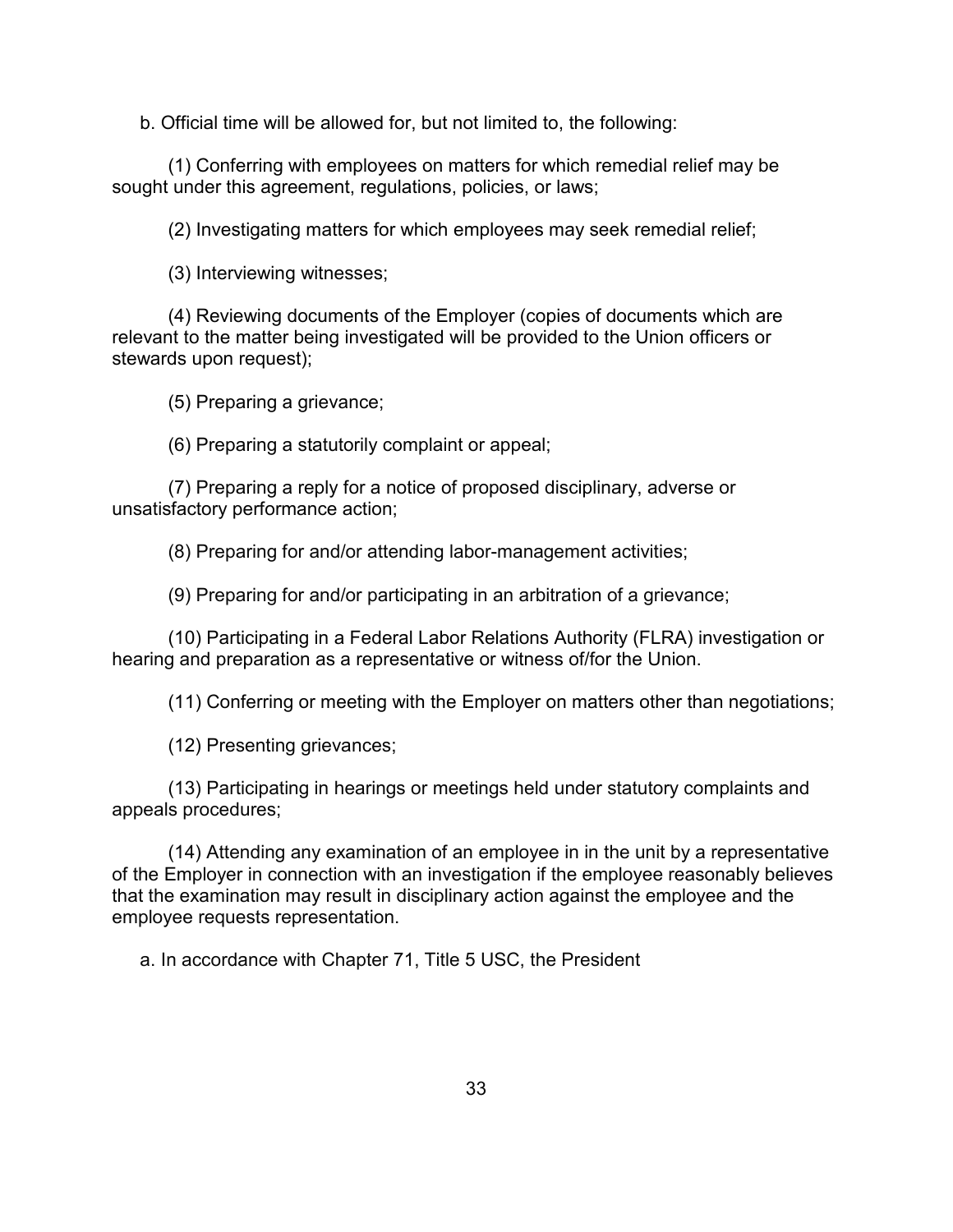b. Official time will be allowed for, but not limited to, the following:

(1) Conferring with employees on matters for which remedial relief may be sought under this agreement, regulations, policies, or laws;

(2) Investigating matters for which employees may seek remedial relief;

(3) Interviewing witnesses;

(4) Reviewing documents of the Employer (copies of documents which are relevant to the matter being investigated will be provided to the Union officers or stewards upon request);

(5) Preparing a grievance;

(6) Preparing a statutorily complaint or appeal;

(7) Preparing a reply for a notice of proposed disciplinary, adverse or unsatisfactory performance action;

(8) Preparing for and/or attending labor-management activities;

(9) Preparing for and/or participating in an arbitration of a grievance;

(10) Participating in a Federal Labor Relations Authority (FLRA) investigation or hearing and preparation as a representative or witness of/for the Union.

(11) Conferring or meeting with the Employer on matters other than negotiations;

(12) Presenting grievances;

(13) Participating in hearings or meetings held under statutory complaints and appeals procedures;

(14) Attending any examination of an employee in in the unit by a representative of the Employer in connection with an investigation if the employee reasonably believes that the examination may result in disciplinary action against the employee and the employee requests representation.

a. In accordance with Chapter 71, Title 5 USC, the President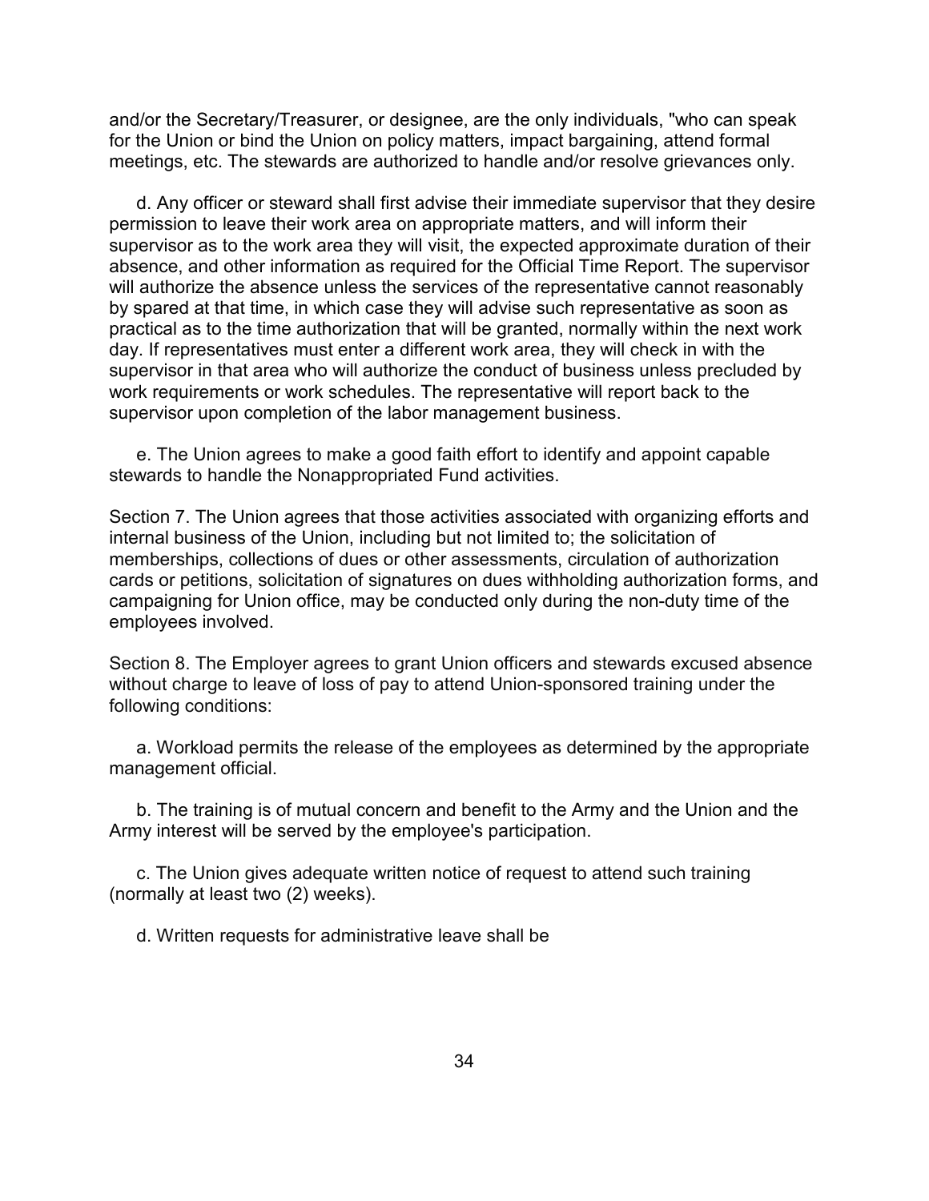and/or the Secretary/Treasurer, or designee, are the only individuals, "who can speak for the Union or bind the Union on policy matters, impact bargaining, attend formal meetings, etc. The stewards are authorized to handle and/or resolve grievances only.

d. Any officer or steward shall first advise their immediate supervisor that they desire permission to leave their work area on appropriate matters, and will inform their supervisor as to the work area they will visit, the expected approximate duration of their absence, and other information as required for the Official Time Report. The supervisor will authorize the absence unless the services of the representative cannot reasonably by spared at that time, in which case they will advise such representative as soon as practical as to the time authorization that will be granted, normally within the next work day. If representatives must enter a different work area, they will check in with the supervisor in that area who will authorize the conduct of business unless precluded by work requirements or work schedules. The representative will report back to the supervisor upon completion of the labor management business.

e. The Union agrees to make a good faith effort to identify and appoint capable stewards to handle the Nonappropriated Fund activities.

Section 7. The Union agrees that those activities associated with organizing efforts and internal business of the Union, including but not limited to; the solicitation of memberships, collections of dues or other assessments, circulation of authorization cards or petitions, solicitation of signatures on dues withholding authorization forms, and campaigning for Union office, may be conducted only during the non-duty time of the employees involved.

Section 8. The Employer agrees to grant Union officers and stewards excused absence without charge to leave of loss of pay to attend Union-sponsored training under the following conditions:

a. Workload permits the release of the employees as determined by the appropriate management official.

b. The training is of mutual concern and benefit to the Army and the Union and the Army interest will be served by the employee's participation.

c. The Union gives adequate written notice of request to attend such training (normally at least two (2) weeks).

d. Written requests for administrative leave shall be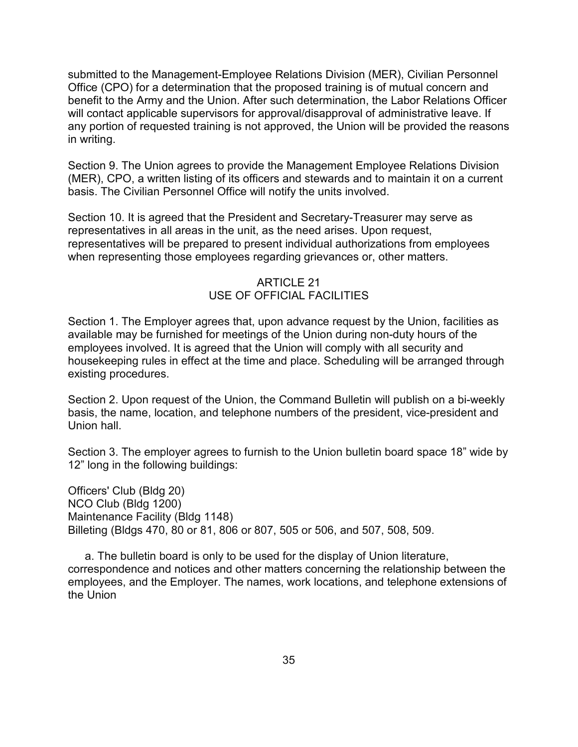submitted to the Management-Employee Relations Division (MER), Civilian Personnel Office (CPO) for a determination that the proposed training is of mutual concern and benefit to the Army and the Union. After such determination, the Labor Relations Officer will contact applicable supervisors for approval/disapproval of administrative leave. If any portion of requested training is not approved, the Union will be provided the reasons in writing.

Section 9. The Union agrees to provide the Management Employee Relations Division (MER), CPO, a written listing of its officers and stewards and to maintain it on a current basis. The Civilian Personnel Office will notify the units involved.

Section 10. It is agreed that the President and Secretary-Treasurer may serve as representatives in all areas in the unit, as the need arises. Upon request, representatives will be prepared to present individual authorizations from employees when representing those employees regarding grievances or, other matters.

## ARTICLE 21
## USE OF OFFICIAL FACILITIES

Section 1. The Employer agrees that, upon advance request by the Union, facilities as available may be furnished for meetings of the Union during non-duty hours of the employees involved. It is agreed that the Union will comply with all security and housekeeping rules in effect at the time and place. Scheduling will be arranged through existing procedures.

Section 2. Upon request of the Union, the Command Bulletin will publish on a bi-weekly basis, the name, location, and telephone numbers of the president, vice-president and Union hall.

Section 3. The employer agrees to furnish to the Union bulletin board space 18” wide by 12” long in the following buildings:

Officers' Club (Bldg 20)
NCO Club (Bldg 1200)
Maintenance Facility (Bldg 1148)
Billeting (Bldgs 470, 80 or 81, 806 or 807, 505 or 506, and 507, 508, 509.

a. The bulletin board is only to be used for the display of Union literature, correspondence and notices and other matters concerning the relationship between the employees, and the Employer. The names, work locations, and telephone extensions of the Union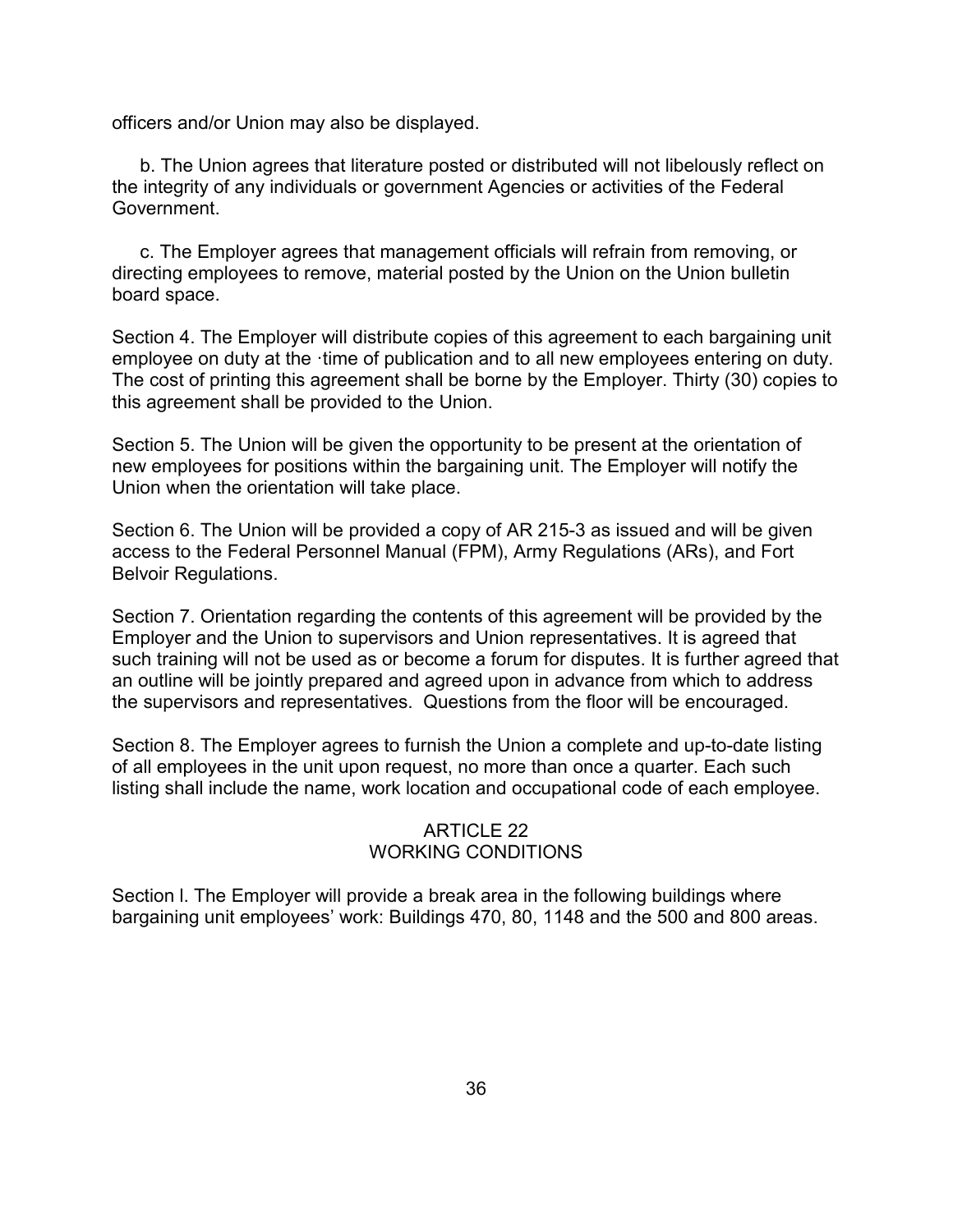officers and/or Union may also be displayed.

b. The Union agrees that literature posted or distributed will not libelously reflect on the integrity of any individuals or government Agencies or activities of the Federal Government.

c. The Employer agrees that management officials will refrain from removing, or directing employees to remove, material posted by the Union on the Union bulletin board space.

Section 4. The Employer will distribute copies of this agreement to each bargaining unit employee on duty at the ·time of publication and to all new employees entering on duty. The cost of printing this agreement shall be borne by the Employer. Thirty (30) copies to this agreement shall be provided to the Union.

Section 5. The Union will be given the opportunity to be present at the orientation of new employees for positions within the bargaining unit. The Employer will notify the Union when the orientation will take place.

Section 6. The Union will be provided a copy of AR 215-3 as issued and will be given access to the Federal Personnel Manual (FPM), Army Regulations (ARs), and Fort Belvoir Regulations.

Section 7. Orientation regarding the contents of this agreement will be provided by the Employer and the Union to supervisors and Union representatives. It is agreed that such training will not be used as or become a forum for disputes. It is further agreed that an outline will be jointly prepared and agreed upon in advance from which to address the supervisors and representatives. Questions from the floor will be encouraged.

Section 8. The Employer agrees to furnish the Union a complete and up-to-date listing of all employees in the unit upon request, no more than once a quarter. Each such listing shall include the name, work location and occupational code of each employee.

## ARTICLE 22
## WORKING CONDITIONS

Section l. The Employer will provide a break area in the following buildings where bargaining unit employees' work: Buildings 470, 80, 1148 and the 500 and 800 areas.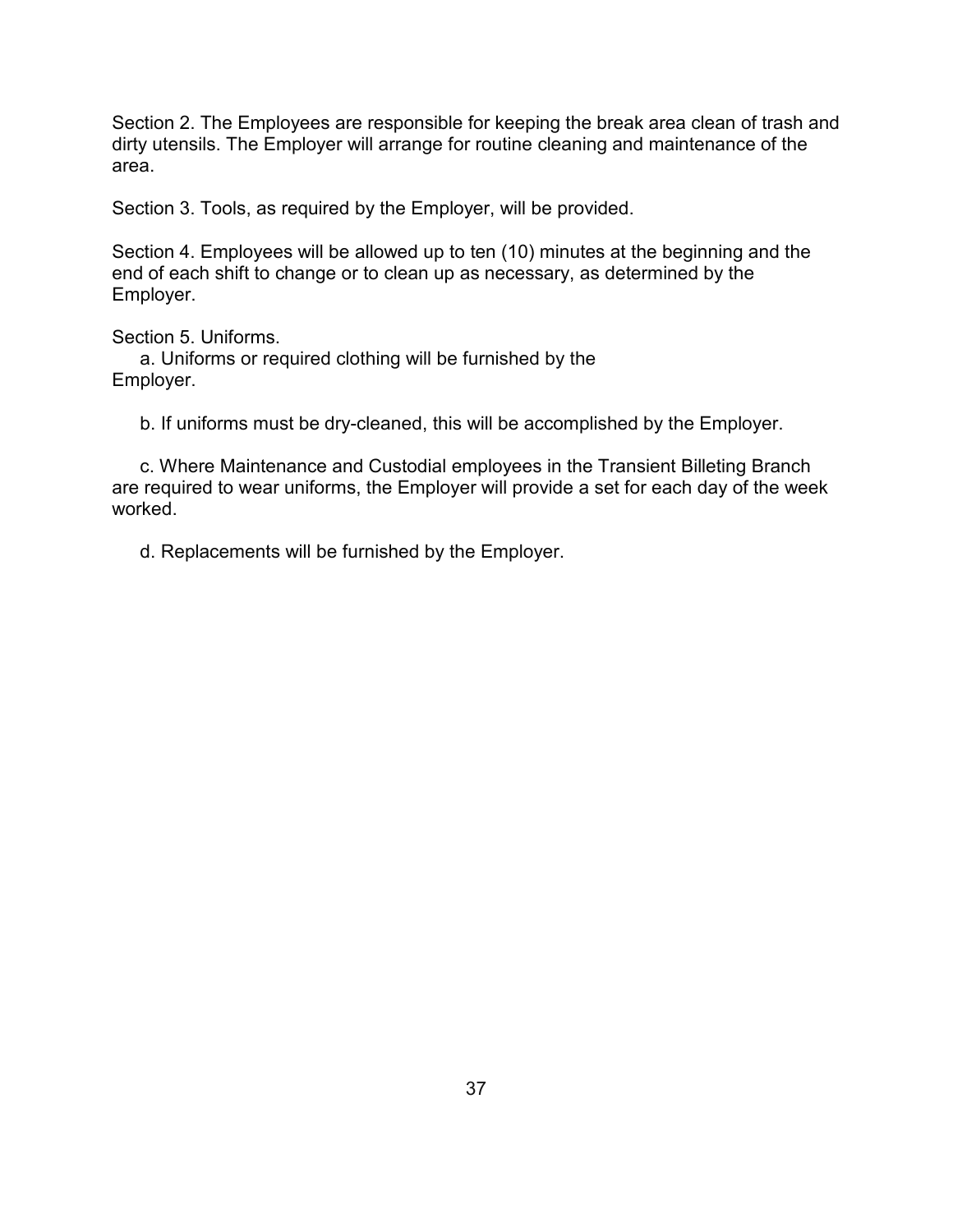Section 2. The Employees are responsible for keeping the break area clean of trash and dirty utensils. The Employer will arrange for routine cleaning and maintenance of the area.

Section 3. Tools, as required by the Employer, will be provided.

Section 4. Employees will be allowed up to ten (10) minutes at the beginning and the end of each shift to change or to clean up as necessary, as determined by the Employer.

Section 5. Uniforms.

a. Uniforms or required clothing will be furnished by the Employer.

b. If uniforms must be dry-cleaned, this will be accomplished by the Employer.

c. Where Maintenance and Custodial employees in the Transient Billeting Branch are required to wear uniforms, the Employer will provide a set for each day of the week worked.

d. Replacements will be furnished by the Employer.